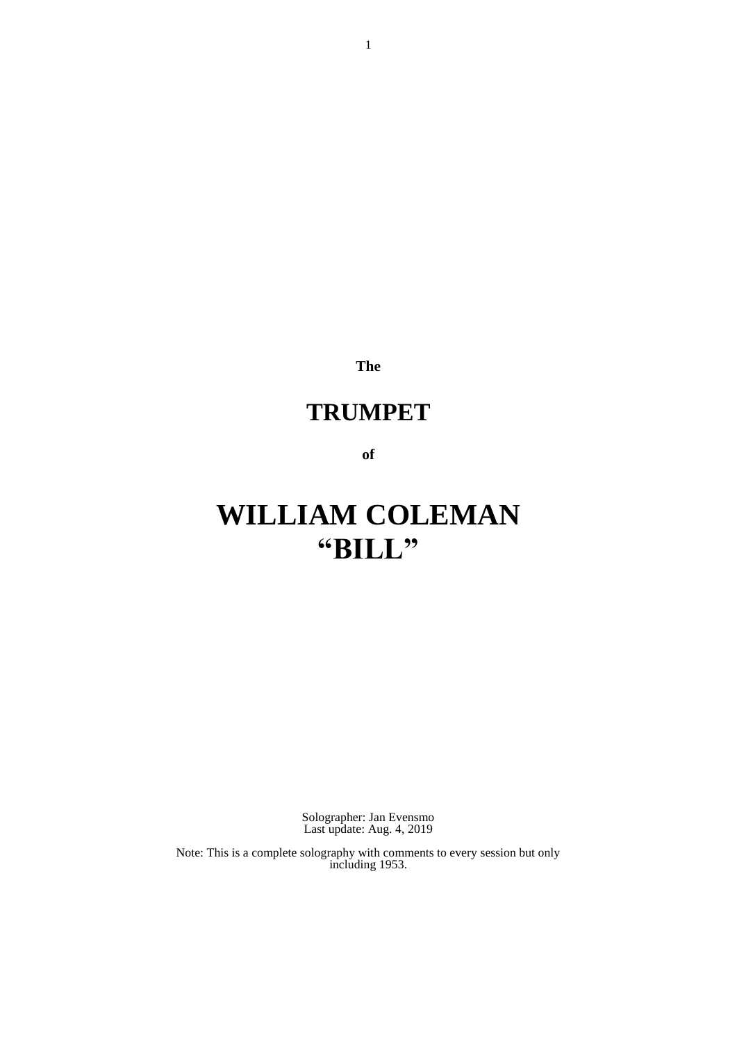**The**

# TRUMPET

**of**

# WILLIAM COLEMAN
# “BILL”

Solographer: Jan Evensmo
Last update: Aug. 4, 2019

Note: This is a complete solography with comments to every session but only including 1953.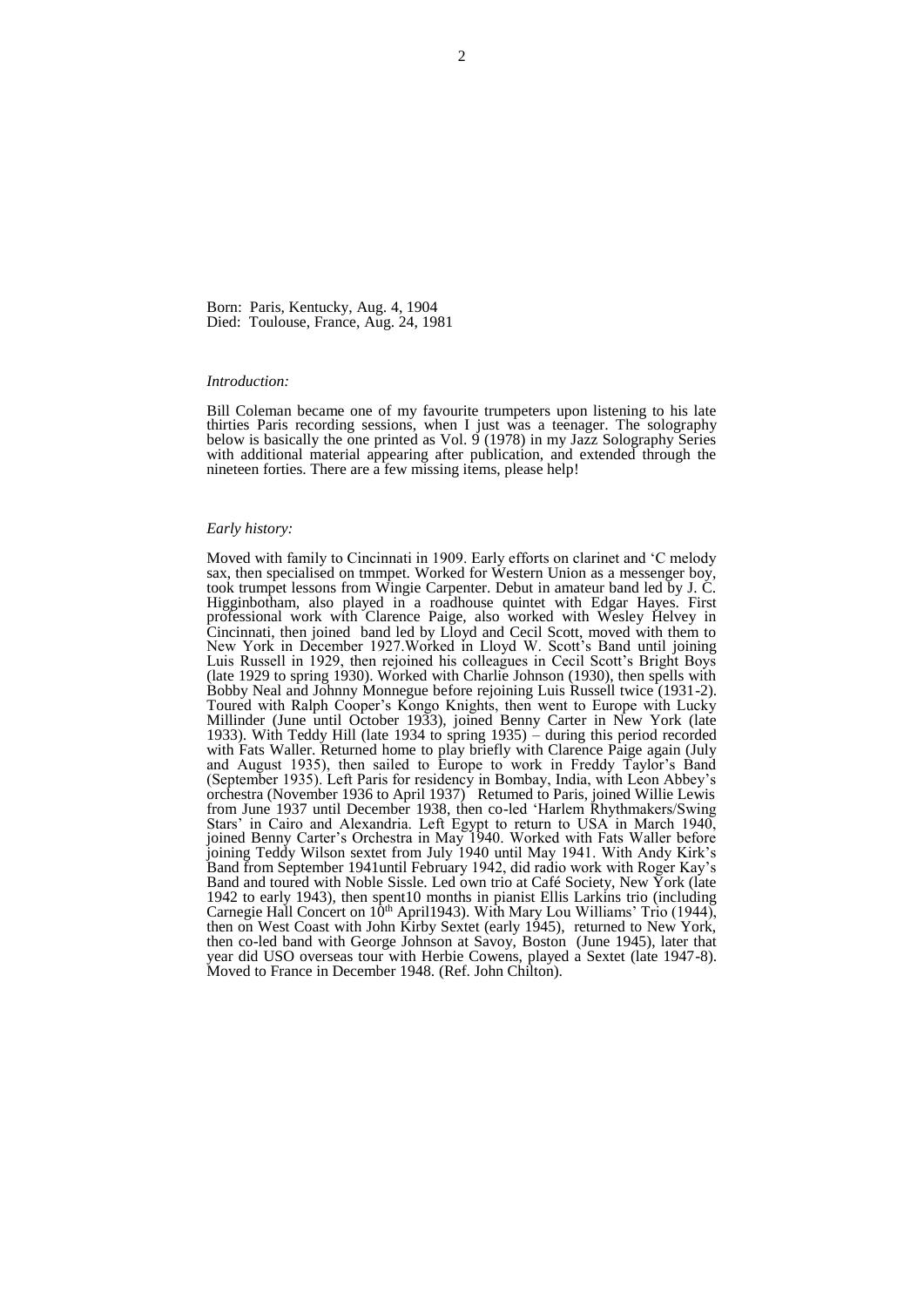Born: Paris, Kentucky, Aug. 4, 1904
Died: Toulouse, France, Aug. 24, 1981

*Introduction:*

Bill Coleman became one of my favourite trumpeters upon listening to his late thirties Paris recording sessions, when I just was a teenager. The solography below is basically the one printed as Vol. 9 (1978) in my Jazz Solography Series with additional material appearing after publication, and extended through the nineteen forties. There are a few missing items, please help!

*Early history:*

Moved with family to Cincinnati in 1909. Early efforts on clarinet and 'C melody sax, then specialised on tmmpet. Worked for Western Union as a messenger boy, took trumpet lessons from Wingie Carpenter. Debut in amateur band led by J. C. Higginbotham, also played in a roadhouse quintet with Edgar Hayes. First professional work with Clarence Paige, also worked with Wesley Helvey in Cincinnati, then joined band led by Lloyd and Cecil Scott, moved with them to New York in December 1927.Worked in Lloyd W. Scott's Band until joining Luis Russell in 1929, then rejoined his colleagues in Cecil Scott's Bright Boys (late 1929 to spring 1930). Worked with Charlie Johnson (1930), then spells with Bobby Neal and Johnny Monnegue before rejoining Luis Russell twice (1931-2). Toured with Ralph Cooper's Kongo Knights, then went to Europe with Lucky Millinder (June until October 1933), joined Benny Carter in New York (late 1933). With Teddy Hill (late 1934 to spring 1935) – during this period recorded with Fats Waller. Returned home to play briefly with Clarence Paige again (July and August 1935), then sailed to Europe to work in Freddy Taylor's Band (September 1935). Left Paris for residency in Bombay, India, with Leon Abbey's orchestra (November 1936 to April 1937) Retumed to Paris, joined Willie Lewis from June 1937 until December 1938, then co-led 'Harlem Rhythmakers/Swing Stars' in Cairo and Alexandria. Left Egypt to return to USA in March 1940, joined Benny Carter's Orchestra in May 1940. Worked with Fats Waller before joining Teddy Wilson sextet from July 1940 until May 1941. With Andy Kirk's Band from September 1941until February 1942, did radio work with Roger Kay's Band and toured with Noble Sissle. Led own trio at Café Society, New York (late 1942 to early 1943), then spent10 months in pianist Ellis Larkins trio (including Carnegie Hall Concert on 10th April1943). With Mary Lou Williams' Trio (1944), then on West Coast with John Kirby Sextet (early 1945), returned to New York, then co-led band with George Johnson at Savoy, Boston (June 1945), later that year did USO overseas tour with Herbie Cowens, played a Sextet (late 1947-8). Moved to France in December 1948. (Ref. John Chilton).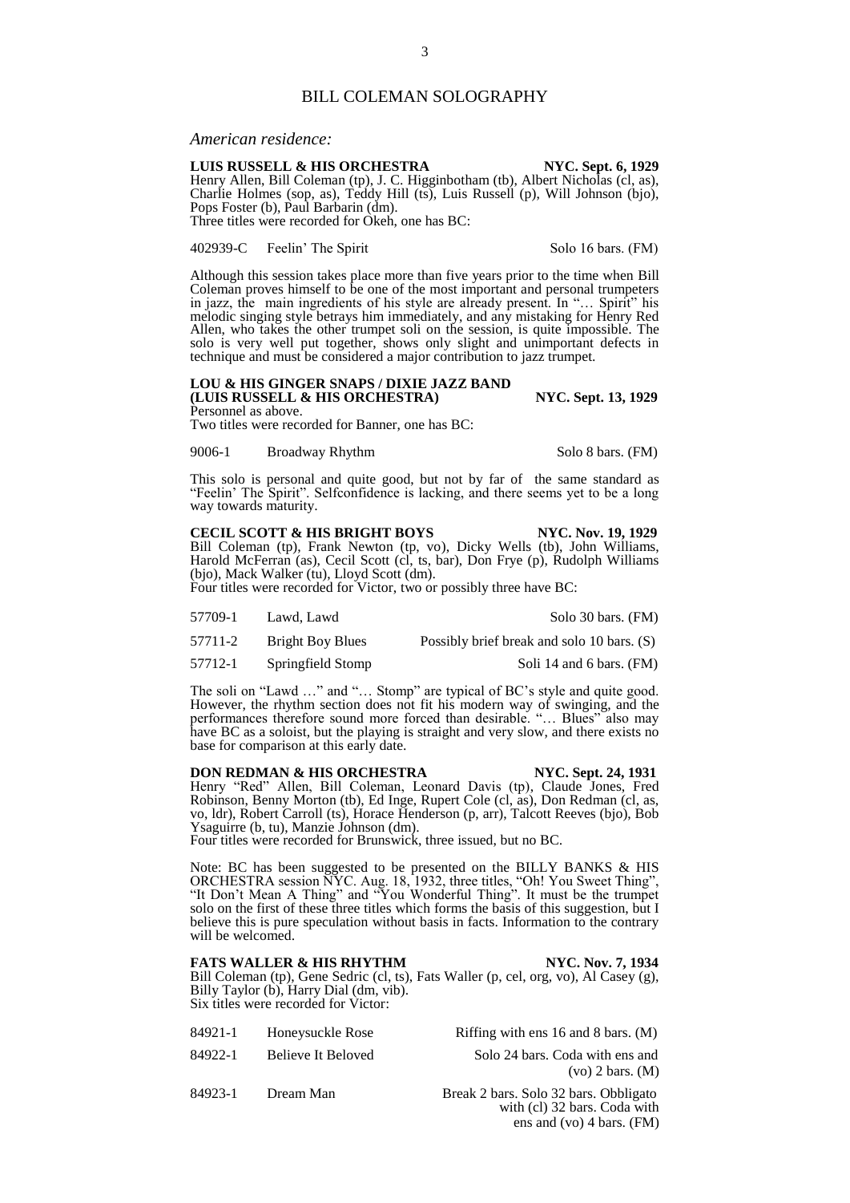# BILL COLEMAN SOLOGRAPHY

*American residence:*

**LUIS RUSSELL & HIS ORCHESTRA NYC. Sept. 6, 1929**
Henry Allen, Bill Coleman (tp), J. C. Higginbotham (tb), Albert Nicholas (cl, as), Charlie Holmes (sop, as), Teddy Hill (ts), Luis Russell (p), Will Johnson (bjo), Pops Foster (b), Paul Barbarin (dm).
Three titles were recorded for Okeh, one has BC:

| | | |
|---|---|---|
| 402939-C | Feelin' The Spirit | Solo 16 bars. (FM) |

Although this session takes place more than five years prior to the time when Bill Coleman proves himself to be one of the most important and personal trumpeters in jazz, the main ingredients of his style are already present. In "… Spirit" his melodic singing style betrays him immediately, and any mistaking for Henry Red Allen, who takes the other trumpet soli on the session, is quite impossible. The solo is very well put together, shows only slight and unimportant defects in technique and must be considered a major contribution to jazz trumpet.

**LOU & HIS GINGER SNAPS / DIXIE JAZZ BAND (LUIS RUSSELL & HIS ORCHESTRA) NYC. Sept. 13, 1929**
Personnel as above.
Two titles were recorded for Banner, one has BC:

| | | |
|---|---|---|
| 9006-1 | Broadway Rhythm | Solo 8 bars. (FM) |

This solo is personal and quite good, but not by far of the same standard as "Feelin' The Spirit". Selfconfidence is lacking, and there seems yet to be a long way towards maturity.

**CECIL SCOTT & HIS BRIGHT BOYS NYC. Nov. 19, 1929**
Bill Coleman (tp), Frank Newton (tp, vo), Dicky Wells (tb), John Williams, Harold McFerran (as), Cecil Scott (cl, ts, bar), Don Frye (p), Rudolph Williams (bjo), Mack Walker (tu), Lloyd Scott (dm).
Four titles were recorded for Victor, two or possibly three have BC:

| | | |
|---|---|---|
| 57709-1 | Lawd, Lawd | Solo 30 bars. (FM) |
| 57711-2 | Bright Boy Blues | Possibly brief break and solo 10 bars. (S) |
| 57712-1 | Springfield Stomp | Soli 14 and 6 bars. (FM) |

The soli on "Lawd …" and "… Stomp" are typical of BC's style and quite good. However, the rhythm section does not fit his modern way of swinging, and the performances therefore sound more forced than desirable. "… Blues" also may have BC as a soloist, but the playing is straight and very slow, and there exists no base for comparison at this early date.

**DON REDMAN & HIS ORCHESTRA NYC. Sept. 24, 1931**
Henry "Red" Allen, Bill Coleman, Leonard Davis (tp), Claude Jones, Fred Robinson, Benny Morton (tb), Ed Inge, Rupert Cole (cl, as), Don Redman (cl, as, vo, ldr), Robert Carroll (ts), Horace Henderson (p, arr), Talcott Reeves (bjo), Bob Ysaguirre (b, tu), Manzie Johnson (dm).
Four titles were recorded for Brunswick, three issued, but no BC.

Note: BC has been suggested to be presented on the BILLY BANKS & HIS ORCHESTRA session NYC. Aug. 18, 1932, three titles, "Oh! You Sweet Thing", "It Don't Mean A Thing" and "You Wonderful Thing". It must be the trumpet solo on the first of these three titles which forms the basis of this suggestion, but I believe this is pure speculation without basis in facts. Information to the contrary will be welcomed.

**FATS WALLER & HIS RHYTHM NYC. Nov. 7, 1934**
Bill Coleman (tp), Gene Sedric (cl, ts), Fats Waller (p, cel, org, vo), Al Casey (g), Billy Taylor (b), Harry Dial (dm, vib).
Six titles were recorded for Victor:

| | | |
|---|---|---|
| 84921-1 | Honeysuckle Rose | Riffing with ens 16 and 8 bars. (M) |
| 84922-1 | Believe It Beloved | Solo 24 bars. Coda with ens and (vo) 2 bars. (M) |
| 84923-1 | Dream Man | Break 2 bars. Solo 32 bars. Obbligato with (cl) 32 bars. Coda with ens and (vo) 4 bars. (FM) |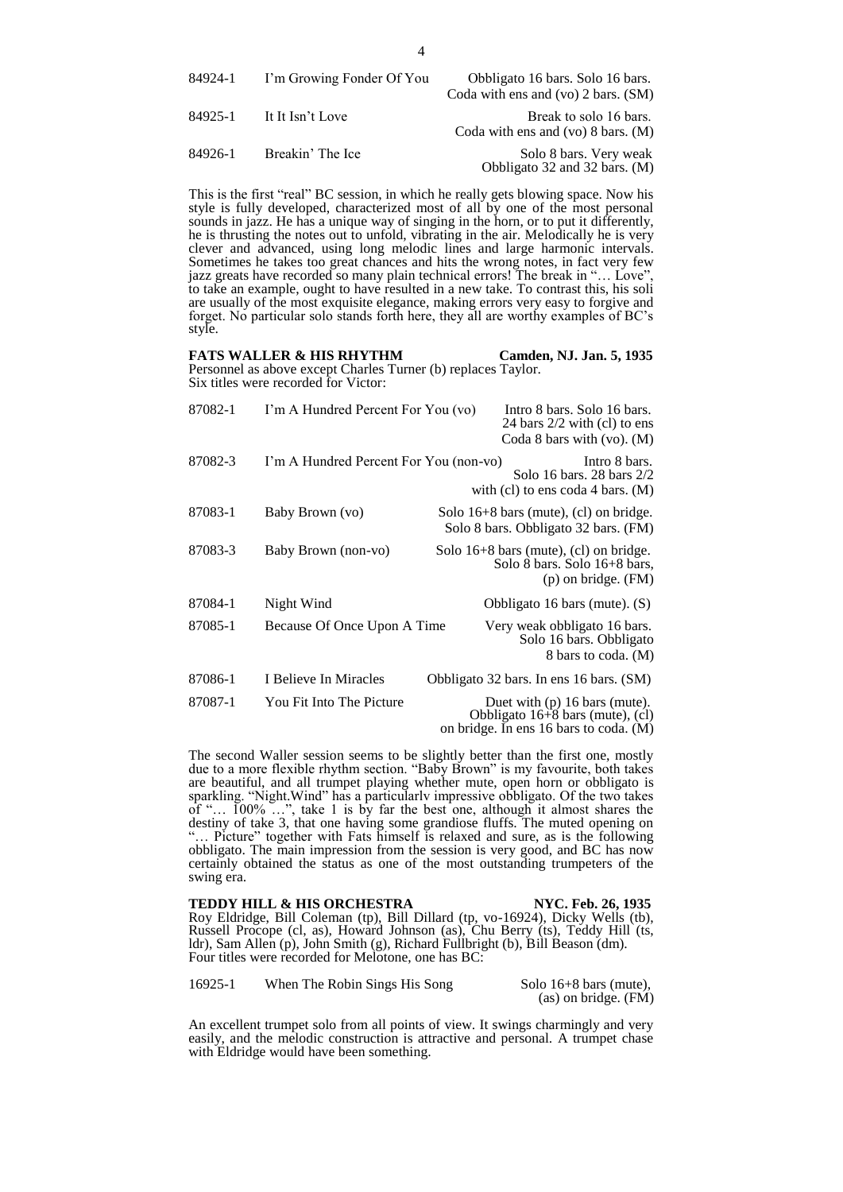| | | |
|---|---|---|
| 84924-1 | I'm Growing Fonder Of You | Obbligato 16 bars. Solo 16 bars. Coda with ens and (vo) 2 bars. (SM) |
| 84925-1 | It It Isn't Love | Break to solo 16 bars. Coda with ens and (vo) 8 bars. (M) |
| 84926-1 | Breakin' The Ice | Solo 8 bars. Very weak Obbligato 32 and 32 bars. (M) |

This is the first "real" BC session, in which he really gets blowing space. Now his style is fully developed, characterized most of all by one of the most personal sounds in jazz. He has a unique way of singing in the horn, or to put it differently, he is thrusting the notes out to unfold, vibrating in the air. Melodically he is very clever and advanced, using long melodic lines and large harmonic intervals. Sometimes he takes too great chances and hits the wrong notes, in fact very few jazz greats have recorded so many plain technical errors! The break in "… Love", to take an example, ought to have resulted in a new take. To contrast this, his soli are usually of the most exquisite elegance, making errors very easy to forgive and forget. No particular solo stands forth here, they all are worthy examples of BC's style.

**FATS WALLER & HIS RHYTHM** **Camden, NJ. Jan. 5, 1935**
Personnel as above except Charles Turner (b) replaces Taylor.
Six titles were recorded for Victor:

| | | |
|---|---|---|
| 87082-1 | I'm A Hundred Percent For You (vo) | Intro 8 bars. Solo 16 bars. 24 bars 2/2 with (cl) to ens Coda 8 bars with (vo). (M) |
| 87082-3 | I'm A Hundred Percent For You (non-vo) | Intro 8 bars. Solo 16 bars. 28 bars 2/2 with (cl) to ens coda 4 bars. (M) |
| 87083-1 | Baby Brown (vo) | Solo 16+8 bars (mute), (cl) on bridge. Solo 8 bars. Obbligato 32 bars. (FM) |
| 87083-3 | Baby Brown (non-vo) | Solo 16+8 bars (mute), (cl) on bridge. Solo 8 bars. Solo 16+8 bars, (p) on bridge. (FM) |
| 87084-1 | Night Wind | Obbligato 16 bars (mute). (S) |
| 87085-1 | Because Of Once Upon A Time | Very weak obbligato 16 bars. Solo 16 bars. Obbligato 8 bars to coda. (M) |
| 87086-1 | I Believe In Miracles | Obbligato 32 bars. In ens 16 bars. (SM) |
| 87087-1 | You Fit Into The Picture | Duet with (p) 16 bars (mute). Obbligato 16+8 bars (mute), (cl) on bridge. In ens 16 bars to coda. (M) |

The second Waller session seems to be slightly better than the first one, mostly due to a more flexible rhythm section. "Baby Brown" is my favourite, both takes are beautiful, and all trumpet playing whether mute, open horn or obbligato is sparkling. "Night.Wind" has a particularly impressive obbligato. Of the two takes of "… 100% …", take 1 is by far the best one, although it almost shares the destiny of take 3, that one having some grandiose fluffs. The muted opening on "… Picture" together with Fats himself is relaxed and sure, as is the following obbligato. The main impression from the session is very good, and BC has now certainly obtained the status as one of the most outstanding trumpeters of the swing era.

**TEDDY HILL & HIS ORCHESTRA** **NYC. Feb. 26, 1935**
Roy Eldridge, Bill Coleman (tp), Bill Dillard (tp, vo-16924), Dicky Wells (tb), Russell Procope (cl, as), Howard Johnson (as), Chu Berry (ts), Teddy Hill (ts, ldr), Sam Allen (p), John Smith (g), Richard Fullbright (b), Bill Beason (dm).
Four titles were recorded for Melotone, one has BC:

| | | |
|---|---|---|
| 16925-1 | When The Robin Sings His Song | Solo 16+8 bars (mute), (as) on bridge. (FM) |

An excellent trumpet solo from all points of view. It swings charmingly and very easily, and the melodic construction is attractive and personal. A trumpet chase with Eldridge would have been something.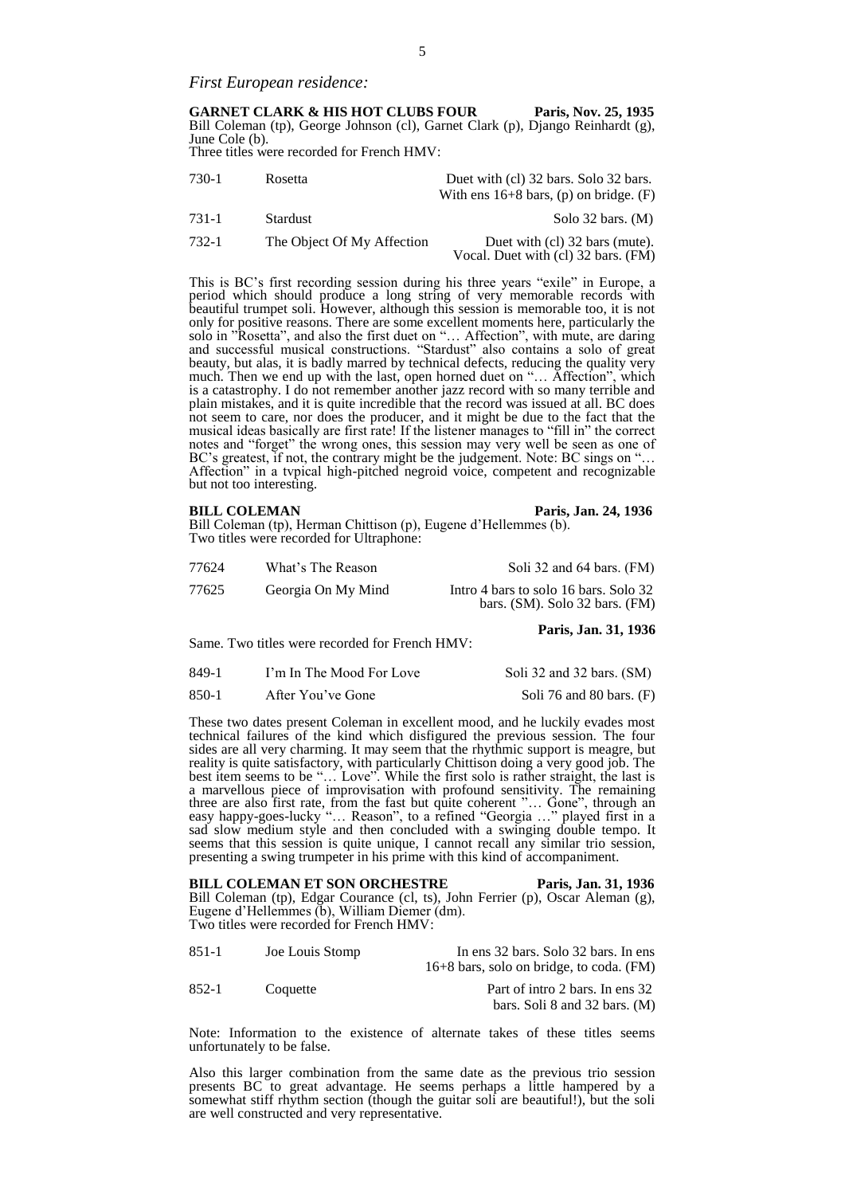*First European residence:*

**GARNET CLARK & HIS HOT CLUBS FOUR** **Paris, Nov. 25, 1935**
Bill Coleman (tp), George Johnson (cl), Garnet Clark (p), Django Reinhardt (g), June Cole (b).
Three titles were recorded for French HMV:

| | | |
|---|---|---|
| 730-1 | Rosetta | Duet with (cl) 32 bars. Solo 32 bars. With ens 16+8 bars, (p) on bridge. (F) |
| 731-1 | Stardust | Solo 32 bars. (M) |
| 732-1 | The Object Of My Affection | Duet with (cl) 32 bars (mute). Vocal. Duet with (cl) 32 bars. (FM) |

This is BC's first recording session during his three years "exile" in Europe, a period which should produce a long string of very memorable records with beautiful trumpet soli. However, although this session is memorable too, it is not only for positive reasons. There are some excellent moments here, particularly the solo in "Rosetta", and also the first duet on "… Affection", with mute, are daring and successful musical constructions. "Stardust" also contains a solo of great beauty, but alas, it is badly marred by technical defects, reducing the quality very much. Then we end up with the last, open horned duet on "… Affection", which is a catastrophy. I do not remember another jazz record with so many terrible and plain mistakes, and it is quite incredible that the record was issued at all. BC does not seem to care, nor does the producer, and it might be due to the fact that the musical ideas basically are first rate! If the listener manages to "fill in" the correct notes and "forget" the wrong ones, this session may very well be seen as one of BC's greatest, if not, the contrary might be the judgement. Note: BC sings on "… Affection" in a tvpical high-pitched negroid voice, competent and recognizable but not too interesting.

**BILL COLEMAN** **Paris, Jan. 24, 1936**
Bill Coleman (tp), Herman Chittison (p), Eugene d'Hellemmes (b).
Two titles were recorded for Ultraphone:

| | | |
|---|---|---|
| 77624 | What's The Reason | Soli 32 and 64 bars. (FM) |
| 77625 | Georgia On My Mind | Intro 4 bars to solo 16 bars. Solo 32 bars. (SM). Solo 32 bars. (FM) |

**Paris, Jan. 31, 1936**
Same. Two titles were recorded for French HMV:

| | | |
|---|---|---|
| 849-1 | I'm In The Mood For Love | Soli 32 and 32 bars. (SM) |
| 850-1 | After You've Gone | Soli 76 and 80 bars. (F) |

These two dates present Coleman in excellent mood, and he luckily evades most technical failures of the kind which disfigured the previous session. The four sides are all very charming. It may seem that the rhythmic support is meagre, but reality is quite satisfactory, with particularly Chittison doing a very good job. The best item seems to be "… Love". While the first solo is rather straight, the last is a marvellous piece of improvisation with profound sensitivity. The remaining three are also first rate, from the fast but quite coherent "… Gone", through an easy happy-goes-lucky "… Reason", to a refined "Georgia …" played first in a sad slow medium style and then concluded with a swinging double tempo. It seems that this session is quite unique, I cannot recall any similar trio session, presenting a swing trumpeter in his prime with this kind of accompaniment.

**BILL COLEMAN ET SON ORCHESTRE** **Paris, Jan. 31, 1936**
Bill Coleman (tp), Edgar Courance (cl, ts), John Ferrier (p), Oscar Aleman (g), Eugene d'Hellemmes (b), William Diemer (dm).
Two titles were recorded for French HMV:

| | | |
|---|---|---|
| 851-1 | Joe Louis Stomp | In ens 32 bars. Solo 32 bars. In ens 16+8 bars, solo on bridge, to coda. (FM) |
| 852-1 | Coquette | Part of intro 2 bars. In ens 32 bars. Soli 8 and 32 bars. (M) |

Note: Information to the existence of alternate takes of these titles seems unfortunately to be false.

Also this larger combination from the same date as the previous trio session presents BC to great advantage. He seems perhaps a little hampered by a somewhat stiff rhythm section (though the guitar soli are beautiful!), but the soli are well constructed and very representative.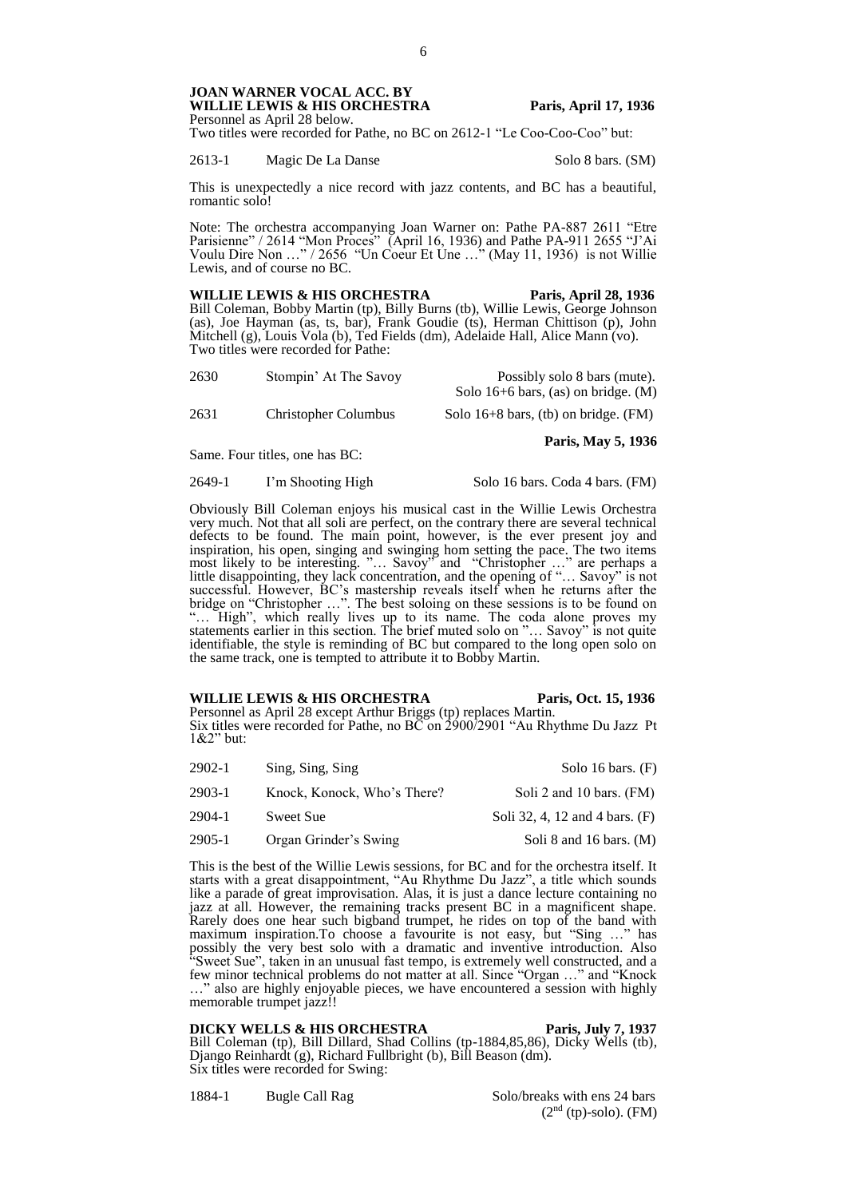**JOAN WARNER VOCAL ACC. BY WILLIE LEWIS & HIS ORCHESTRA** **Paris, April 17, 1936**

Personnel as April 28 below.
Two titles were recorded for Pathe, no BC on 2612-1 "Le Coo-Coo-Coo" but:

| | | |
|---|---|---|
| 2613-1 | Magic De La Danse | Solo 8 bars. (SM) |

This is unexpectedly a nice record with jazz contents, and BC has a beautiful, romantic solo!

Note: The orchestra accompanying Joan Warner on: Pathe PA-887 2611 "Etre Parisienne" / 2614 "Mon Proces" (April 16, 1936) and Pathe PA-911 2655 "J'Ai Voulu Dire Non …" / 2656 "Un Coeur Et Une …" (May 11, 1936) is not Willie Lewis, and of course no BC.

**WILLIE LEWIS & HIS ORCHESTRA** **Paris, April 28, 1936**

Bill Coleman, Bobby Martin (tp), Billy Burns (tb), Willie Lewis, George Johnson (as), Joe Hayman (as, ts, bar), Frank Goudie (ts), Herman Chittison (p), John Mitchell (g), Louis Vola (b), Ted Fields (dm), Adelaide Hall, Alice Mann (vo).
Two titles were recorded for Pathe:

| | | |
|---|---|---|
| 2630 | Stompin' At The Savoy | Possibly solo 8 bars (mute). Solo 16+6 bars, (as) on bridge. (M) |
| 2631 | Christopher Columbus | Solo 16+8 bars, (tb) on bridge. (FM) |

**Paris, May 5, 1936**

Same. Four titles, one has BC:

| | | |
|---|---|---|
| 2649-1 | I'm Shooting High | Solo 16 bars. Coda 4 bars. (FM) |

Obviously Bill Coleman enjoys his musical cast in the Willie Lewis Orchestra very much. Not that all soli are perfect, on the contrary there are several technical defects to be found. The main point, however, is the ever present joy and inspiration, his open, singing and swinging horn setting the pace. The two items most likely to be interesting. "… Savoy" and "Christopher …" are perhaps a little disappointing, they lack concentration, and the opening of "… Savoy" is not successful. However, BC's mastership reveals itself when he returns after the bridge on "Christopher …". The best soloing on these sessions is to be found on "… High", which really lives up to its name. The coda alone proves my statements earlier in this section. The brief muted solo on "… Savoy" is not quite identifiable, the style is reminding of BC but compared to the long open solo on the same track, one is tempted to attribute it to Bobby Martin.

**WILLIE LEWIS & HIS ORCHESTRA** **Paris, Oct. 15, 1936**

Personnel as April 28 except Arthur Briggs (tp) replaces Martin.
Six titles were recorded for Pathe, no BC on 2900/2901 "Au Rhythme Du Jazz Pt 1&2" but:

| | | |
|---|---|---|
| 2902-1 | Sing, Sing, Sing | Solo 16 bars. (F) |
| 2903-1 | Knock, Konock, Who's There? | Soli 2 and 10 bars. (FM) |
| 2904-1 | Sweet Sue | Soli 32, 4, 12 and 4 bars. (F) |
| 2905-1 | Organ Grinder's Swing | Soli 8 and 16 bars. (M) |

This is the best of the Willie Lewis sessions, for BC and for the orchestra itself. It starts with a great disappointment, "Au Rhythme Du Jazz", a title which sounds like a parade of great improvisation. Alas, it is just a dance lecture containing no jazz at all. However, the remaining tracks present BC in a magnificent shape. Rarely does one hear such bigband trumpet, he rides on top of the band with maximum inspiration.To choose a favourite is not easy, but "Sing …" has possibly the very best solo with a dramatic and inventive introduction. Also "Sweet Sue", taken in an unusual fast tempo, is extremely well constructed, and a few minor technical problems do not matter at all. Since "Organ …" and "Knock …" also are highly enjoyable pieces, we have encountered a session with highly memorable trumpet jazz!!

**DICKY WELLS & HIS ORCHESTRA** **Paris, July 7, 1937**

Bill Coleman (tp), Bill Dillard, Shad Collins (tp-1884,85,86), Dicky Wells (tb), Django Reinhardt (g), Richard Fullbright (b), Bill Beason (dm).
Six titles were recorded for Swing:

| | | |
|---|---|---|
| 1884-1 | Bugle Call Rag | Solo/breaks with ens 24 bars (2nd (tp)-solo). (FM) |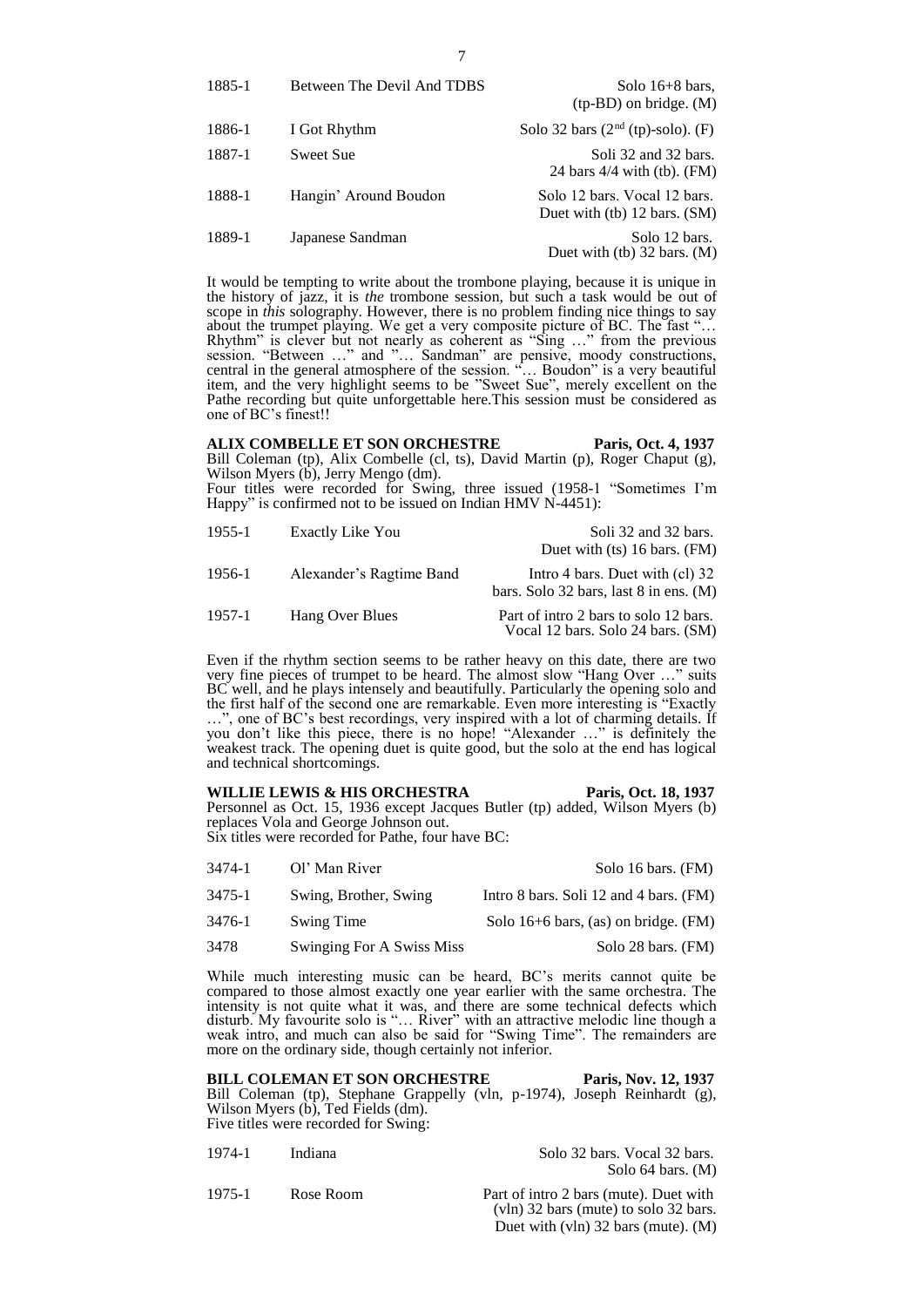| | | |
|---|---|---|
| 1885-1 | Between The Devil And TDBS | Solo 16+8 bars, (tp-BD) on bridge. (M) |
| 1886-1 | I Got Rhythm | Solo 32 bars (2nd (tp)-solo). (F) |
| 1887-1 | Sweet Sue | Soli 32 and 32 bars. 24 bars 4/4 with (tb). (FM) |
| 1888-1 | Hangin' Around Boudon | Solo 12 bars. Vocal 12 bars. Duet with (tb) 12 bars. (SM) |
| 1889-1 | Japanese Sandman | Solo 12 bars. Duet with (tb) 32 bars. (M) |

It would be tempting to write about the trombone playing, because it is unique in the history of jazz, it is *the* trombone session, but such a task would be out of scope in *this* solography. However, there is no problem finding nice things to say about the trumpet playing. We get a very composite picture of BC. The fast "… Rhythm" is clever but not nearly as coherent as "Sing …" from the previous session. "Between …" and "… Sandman" are pensive, moody constructions, central in the general atmosphere of the session. "… Boudon" is a very beautiful item, and the very highlight seems to be "Sweet Sue", merely excellent on the Pathe recording but quite unforgettable here.This session must be considered as one of BC's finest!!

**ALIX COMBELLE ET SON ORCHESTRE — Paris, Oct. 4, 1937**

Bill Coleman (tp), Alix Combelle (cl, ts), David Martin (p), Roger Chaput (g), Wilson Myers (b), Jerry Mengo (dm).
Four titles were recorded for Swing, three issued (1958-1 "Sometimes I'm Happy" is confirmed not to be issued on Indian HMV N-4451):

| | | |
|---|---|---|
| 1955-1 | Exactly Like You | Soli 32 and 32 bars. Duet with (ts) 16 bars. (FM) |
| 1956-1 | Alexander's Ragtime Band | Intro 4 bars. Duet with (cl) 32 bars. Solo 32 bars, last 8 in ens. (M) |
| 1957-1 | Hang Over Blues | Part of intro 2 bars to solo 12 bars. Vocal 12 bars. Solo 24 bars. (SM) |

Even if the rhythm section seems to be rather heavy on this date, there are two very fine pieces of trumpet to be heard. The almost slow "Hang Over …" suits BC well, and he plays intensely and beautifully. Particularly the opening solo and the first half of the second one are remarkable. Even more interesting is "Exactly …", one of BC's best recordings, very inspired with a lot of charming details. If you don't like this piece, there is no hope! "Alexander …" is definitely the weakest track. The opening duet is quite good, but the solo at the end has logical and technical shortcomings.

**WILLIE LEWIS & HIS ORCHESTRA — Paris, Oct. 18, 1937**

Personnel as Oct. 15, 1936 except Jacques Butler (tp) added, Wilson Myers (b) replaces Vola and George Johnson out.
Six titles were recorded for Pathe, four have BC:

| | | |
|---|---|---|
| 3474-1 | Ol' Man River | Solo 16 bars. (FM) |
| 3475-1 | Swing, Brother, Swing | Intro 8 bars. Soli 12 and 4 bars. (FM) |
| 3476-1 | Swing Time | Solo 16+6 bars, (as) on bridge. (FM) |
| 3478 | Swinging For A Swiss Miss | Solo 28 bars. (FM) |

While much interesting music can be heard, BC's merits cannot quite be compared to those almost exactly one year earlier with the same orchestra. The intensity is not quite what it was, and there are some technical defects which disturb. My favourite solo is "… River" with an attractive melodic line though a weak intro, and much can also be said for "Swing Time". The remainders are more on the ordinary side, though certainly not inferior.

**BILL COLEMAN ET SON ORCHESTRE — Paris, Nov. 12, 1937**

Bill Coleman (tp), Stephane Grappelly (vln, p-1974), Joseph Reinhardt (g), Wilson Myers (b), Ted Fields (dm).
Five titles were recorded for Swing:

| | | |
|---|---|---|
| 1974-1 | Indiana | Solo 32 bars. Vocal 32 bars. Solo 64 bars. (M) |
| 1975-1 | Rose Room | Part of intro 2 bars (mute). Duet with (vln) 32 bars (mute) to solo 32 bars. Duet with (vln) 32 bars (mute). (M) |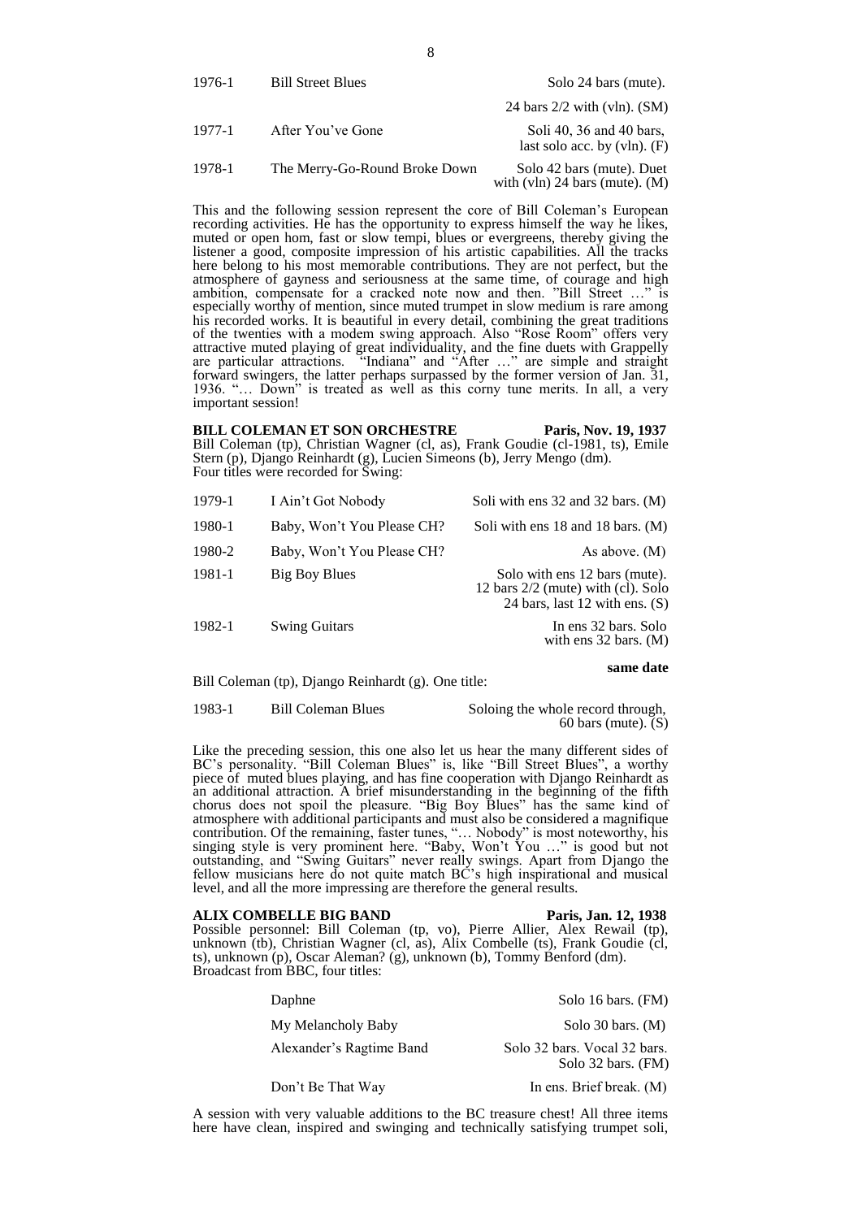| | | |
|---|---|---|
| 1976-1 | Bill Street Blues | Solo 24 bars (mute). 24 bars 2/2 with (vln). (SM) |
| 1977-1 | After You've Gone | Soli 40, 36 and 40 bars, last solo acc. by (vln). (F) |
| 1978-1 | The Merry-Go-Round Broke Down | Solo 42 bars (mute). Duet with (vln) 24 bars (mute). (M) |

This and the following session represent the core of Bill Coleman's European recording activities. He has the opportunity to express himself the way he likes, muted or open hom, fast or slow tempi, blues or evergreens, thereby giving the listener a good, composite impression of his artistic capabilities. All the tracks here belong to his most memorable contributions. They are not perfect, but the atmosphere of gayness and seriousness at the same time, of courage and high ambition, compensate for a cracked note now and then. "Bill Street …" is especially worthy of mention, since muted trumpet in slow medium is rare among his recorded works. It is beautiful in every detail, combining the great traditions of the twenties with a modem swing approach. Also "Rose Room" offers very attractive muted playing of great individuality, and the fine duets with Grappelly are particular attractions. "Indiana" and "After …" are simple and straight forward swingers, the latter perhaps surpassed by the former version of Jan. 31, 1936. "… Down" is treated as well as this corny tune merits. In all, a very important session!

**BILL COLEMAN ET SON ORCHESTRE** **Paris, Nov. 19, 1937**
Bill Coleman (tp), Christian Wagner (cl, as), Frank Goudie (cl-1981, ts), Emile Stern (p), Django Reinhardt (g), Lucien Simeons (b), Jerry Mengo (dm).
Four titles were recorded for Swing:

| | | |
|---|---|---|
| 1979-1 | I Ain't Got Nobody | Soli with ens 32 and 32 bars. (M) |
| 1980-1 | Baby, Won't You Please CH? | Soli with ens 18 and 18 bars. (M) |
| 1980-2 | Baby, Won't You Please CH? | As above. (M) |
| 1981-1 | Big Boy Blues | Solo with ens 12 bars (mute). 12 bars 2/2 (mute) with (cl). Solo 24 bars, last 12 with ens. (S) |
| 1982-1 | Swing Guitars | In ens 32 bars. Solo with ens 32 bars. (M) |

**same date**

Bill Coleman (tp), Django Reinhardt (g). One title:

| | | |
|---|---|---|
| 1983-1 | Bill Coleman Blues | Soloing the whole record through, 60 bars (mute). (S) |

Like the preceding session, this one also let us hear the many different sides of BC's personality. "Bill Coleman Blues" is, like "Bill Street Blues", a worthy piece of muted blues playing, and has fine cooperation with Django Reinhardt as an additional attraction. A brief misunderstanding in the beginning of the fifth chorus does not spoil the pleasure. "Big Boy Blues" has the same kind of atmosphere with additional participants and must also be considered a magnifique contribution. Of the remaining, faster tunes, "… Nobody" is most noteworthy, his singing style is very prominent here. "Baby, Won't You …" is good but not outstanding, and "Swing Guitars" never really swings. Apart from Django the fellow musicians here do not quite match BC's high inspirational and musical level, and all the more impressing are therefore the general results.

**ALIX COMBELLE BIG BAND** **Paris, Jan. 12, 1938**
Possible personnel: Bill Coleman (tp, vo), Pierre Allier, Alex Rewail (tp), unknown (tb), Christian Wagner (cl, as), Alix Combelle (ts), Frank Goudie (cl, ts), unknown (p), Oscar Aleman? (g), unknown (b), Tommy Benford (dm).
Broadcast from BBC, four titles:

| | |
|---|---|
| Daphne | Solo 16 bars. (FM) |
| My Melancholy Baby | Solo 30 bars. (M) |
| Alexander's Ragtime Band | Solo 32 bars. Vocal 32 bars. Solo 32 bars. (FM) |
| Don't Be That Way | In ens. Brief break. (M) |

A session with very valuable additions to the BC treasure chest! All three items here have clean, inspired and swinging and technically satisfying trumpet soli,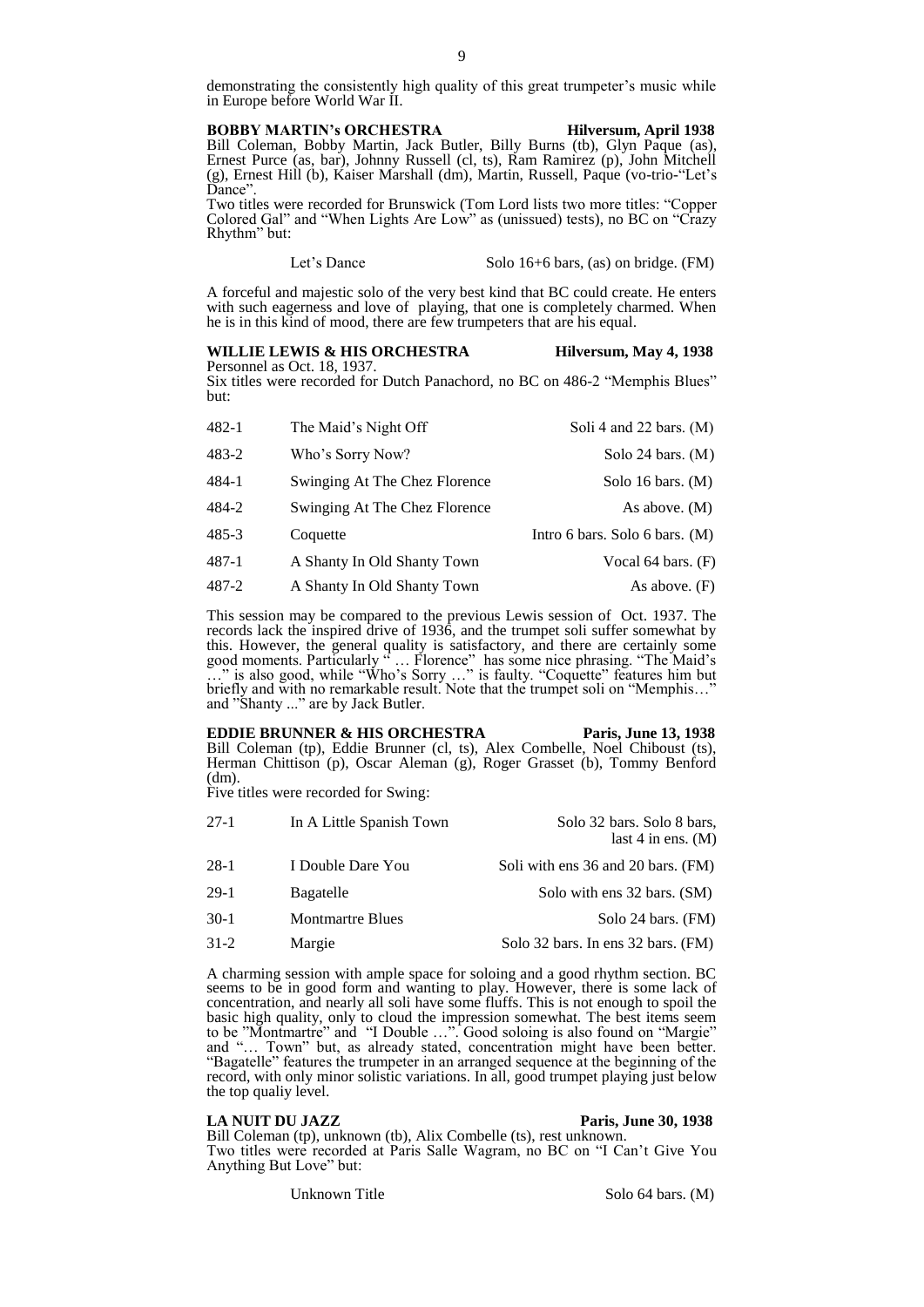demonstrating the consistently high quality of this great trumpeter's music while in Europe before World War II.

**BOBBY MARTIN's ORCHESTRA** **Hilversum, April 1938**

Bill Coleman, Bobby Martin, Jack Butler, Billy Burns (tb), Glyn Paque (as), Ernest Purce (as, bar), Johnny Russell (cl, ts), Ram Ramirez (p), John Mitchell (g), Ernest Hill (b), Kaiser Marshall (dm), Martin, Russell, Paque (vo-trio-"Let's Dance".

Two titles were recorded for Brunswick (Tom Lord lists two more titles: "Copper Colored Gal" and "When Lights Are Low" as (unissued) tests), no BC on "Crazy Rhythm" but:

| | |
|---|---|
| Let's Dance | Solo 16+6 bars, (as) on bridge. (FM) |

A forceful and majestic solo of the very best kind that BC could create. He enters with such eagerness and love of playing, that one is completely charmed. When he is in this kind of mood, there are few trumpeters that are his equal.

**WILLIE LEWIS & HIS ORCHESTRA** **Hilversum, May 4, 1938**

Personnel as Oct. 18, 1937.

Six titles were recorded for Dutch Panachord, no BC on 486-2 "Memphis Blues" but:

| | | |
|---|---|---|
| 482-1 | The Maid's Night Off | Soli 4 and 22 bars. (M) |
| 483-2 | Who's Sorry Now? | Solo 24 bars. (M) |
| 484-1 | Swinging At The Chez Florence | Solo 16 bars. (M) |
| 484-2 | Swinging At The Chez Florence | As above. (M) |
| 485-3 | Coquette | Intro 6 bars. Solo 6 bars. (M) |
| 487-1 | A Shanty In Old Shanty Town | Vocal 64 bars. (F) |
| 487-2 | A Shanty In Old Shanty Town | As above. (F) |

This session may be compared to the previous Lewis session of Oct. 1937. The records lack the inspired drive of 1936, and the trumpet soli suffer somewhat by this. However, the general quality is satisfactory, and there are certainly some good moments. Particularly " … Florence" has some nice phrasing. "The Maid's …" is also good, while "Who's Sorry …" is faulty. "Coquette" features him but briefly and with no remarkable result. Note that the trumpet soli on "Memphis…" and "Shanty ..." are by Jack Butler.

**EDDIE BRUNNER & HIS ORCHESTRA** **Paris, June 13, 1938**

Bill Coleman (tp), Eddie Brunner (cl, ts), Alex Combelle, Noel Chiboust (ts), Herman Chittison (p), Oscar Aleman (g), Roger Grasset (b), Tommy Benford (dm).

Five titles were recorded for Swing:

| | | |
|---|---|---|
| 27-1 | In A Little Spanish Town | Solo 32 bars. Solo 8 bars, last 4 in ens. (M) |
| 28-1 | I Double Dare You | Soli with ens 36 and 20 bars. (FM) |
| 29-1 | Bagatelle | Solo with ens 32 bars. (SM) |
| 30-1 | Montmartre Blues | Solo 24 bars. (FM) |
| 31-2 | Margie | Solo 32 bars. In ens 32 bars. (FM) |

A charming session with ample space for soloing and a good rhythm section. BC seems to be in good form and wanting to play. However, there is some lack of concentration, and nearly all soli have some fluffs. This is not enough to spoil the basic high quality, only to cloud the impression somewhat. The best items seem to be "Montmartre" and "I Double …". Good soloing is also found on "Margie" and "… Town" but, as already stated, concentration might have been better. "Bagatelle" features the trumpeter in an arranged sequence at the beginning of the record, with only minor solistic variations. In all, good trumpet playing just below the top qualiy level.

**LA NUIT DU JAZZ** **Paris, June 30, 1938**

Bill Coleman (tp), unknown (tb), Alix Combelle (ts), rest unknown.

Two titles were recorded at Paris Salle Wagram, no BC on "I Can't Give You Anything But Love" but:

| | |
|---|---|
| Unknown Title | Solo 64 bars. (M) |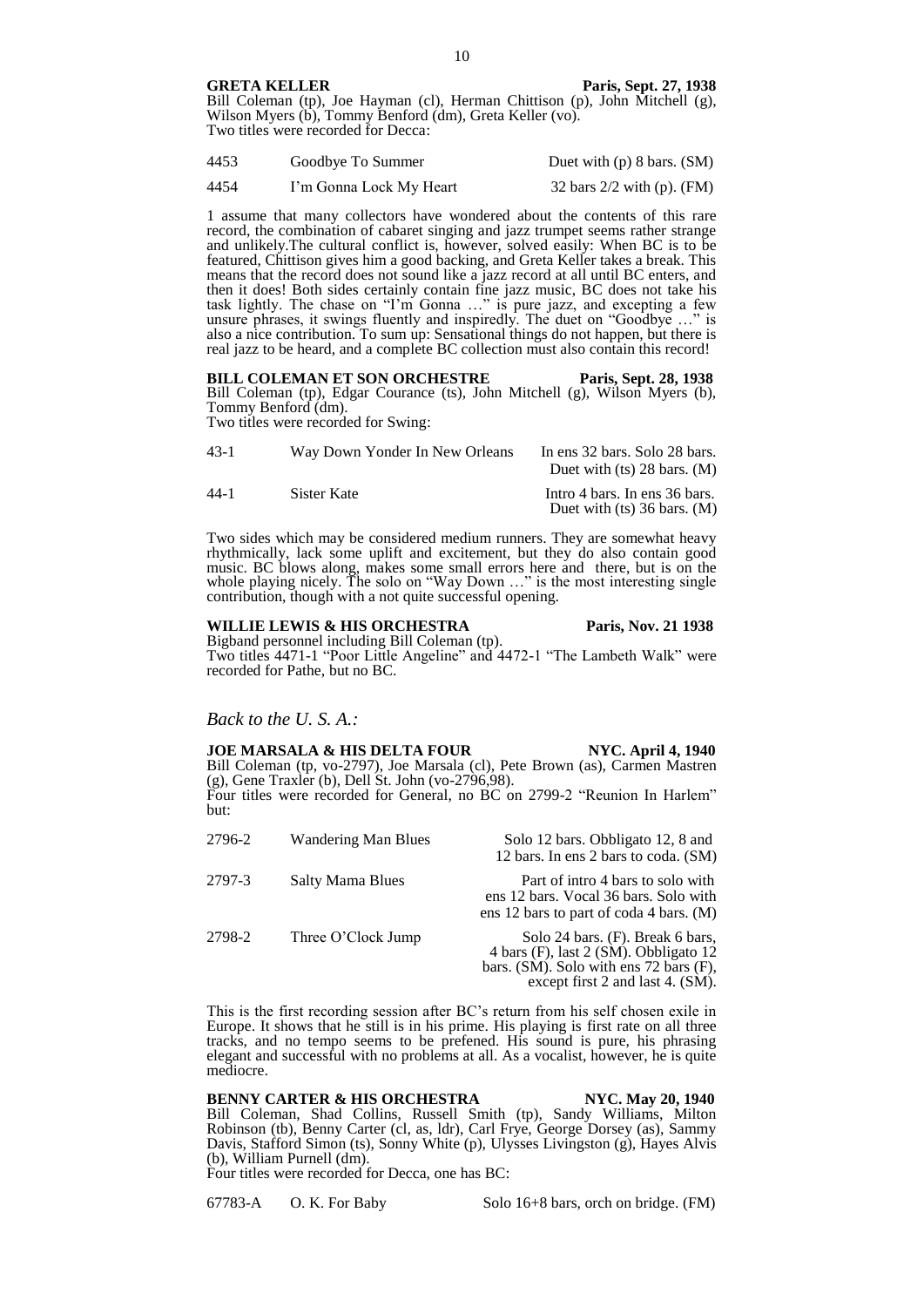**GRETA KELLER Paris, Sept. 27, 1938**

Bill Coleman (tp), Joe Hayman (cl), Herman Chittison (p), John Mitchell (g), Wilson Myers (b), Tommy Benford (dm), Greta Keller (vo).
Two titles were recorded for Decca:

| | | |
|---|---|---|
| 4453 | Goodbye To Summer | Duet with (p) 8 bars. (SM) |
| 4454 | I'm Gonna Lock My Heart | 32 bars 2/2 with (p). (FM) |

1 assume that many collectors have wondered about the contents of this rare record, the combination of cabaret singing and jazz trumpet seems rather strange and unlikely.The cultural conflict is, however, solved easily: When BC is to be featured, Chittison gives him a good backing, and Greta Keller takes a break. This means that the record does not sound like a jazz record at all until BC enters, and then it does! Both sides certainly contain fine jazz music, BC does not take his task lightly. The chase on "I'm Gonna …" is pure jazz, and excepting a few unsure phrases, it swings fluently and inspiredly. The duet on "Goodbye …" is also a nice contribution. To sum up: Sensational things do not happen, but there is real jazz to be heard, and a complete BC collection must also contain this record!

**BILL COLEMAN ET SON ORCHESTRE Paris, Sept. 28, 1938**

Bill Coleman (tp), Edgar Courance (ts), John Mitchell (g), Wilson Myers (b), Tommy Benford (dm).
Two titles were recorded for Swing:

| | | |
|---|---|---|
| 43-1 | Way Down Yonder In New Orleans | In ens 32 bars. Solo 28 bars. Duet with (ts) 28 bars. (M) |
| 44-1 | Sister Kate | Intro 4 bars. In ens 36 bars. Duet with (ts) 36 bars. (M) |

Two sides which may be considered medium runners. They are somewhat heavy rhythmically, lack some uplift and excitement, but they do also contain good music. BC blows along, makes some small errors here and there, but is on the whole playing nicely. The solo on "Way Down …" is the most interesting single contribution, though with a not quite successful opening.

**WILLIE LEWIS & HIS ORCHESTRA Paris, Nov. 21 1938**

Bigband personnel including Bill Coleman (tp).
Two titles 4471-1 "Poor Little Angeline" and 4472-1 "The Lambeth Walk" were recorded for Pathe, but no BC.

*Back to the U. S. A.:*

**JOE MARSALA & HIS DELTA FOUR NYC. April 4, 1940**

Bill Coleman (tp, vo-2797), Joe Marsala (cl), Pete Brown (as), Carmen Mastren (g), Gene Traxler (b), Dell St. John (vo-2796,98).
Four titles were recorded for General, no BC on 2799-2 "Reunion In Harlem" but:

| | | |
|---|---|---|
| 2796-2 | Wandering Man Blues | Solo 12 bars. Obbligato 12, 8 and 12 bars. In ens 2 bars to coda. (SM) |
| 2797-3 | Salty Mama Blues | Part of intro 4 bars to solo with ens 12 bars. Vocal 36 bars. Solo with ens 12 bars to part of coda 4 bars. (M) |
| 2798-2 | Three O'Clock Jump | Solo 24 bars. (F). Break 6 bars, 4 bars (F), last 2 (SM). Obbligato 12 bars. (SM). Solo with ens 72 bars (F), except first 2 and last 4. (SM). |

This is the first recording session after BC's return from his self chosen exile in Europe. It shows that he still is in his prime. His playing is first rate on all three tracks, and no tempo seems to be prefened. His sound is pure, his phrasing elegant and successful with no problems at all. As a vocalist, however, he is quite mediocre.

**BENNY CARTER & HIS ORCHESTRA NYC. May 20, 1940**

Bill Coleman, Shad Collins, Russell Smith (tp), Sandy Williams, Milton Robinson (tb), Benny Carter (cl, as, ldr), Carl Frye, George Dorsey (as), Sammy Davis, Stafford Simon (ts), Sonny White (p), Ulysses Livingston (g), Hayes Alvis (b), William Purnell (dm).
Four titles were recorded for Decca, one has BC:

| | | |
|---|---|---|
| 67783-A | O. K. For Baby | Solo 16+8 bars, orch on bridge. (FM) |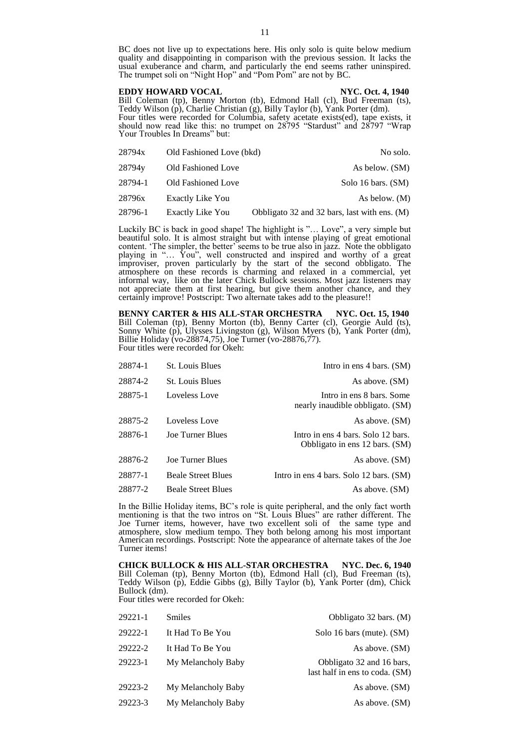BC does not live up to expectations here. His only solo is quite below medium quality and disappointing in comparison with the previous session. It lacks the usual exuberance and charm, and particularly the end seems rather uninspired. The trumpet soli on "Night Hop" and "Pom Pom" are not by BC.

**EDDY HOWARD VOCAL — NYC. Oct. 4, 1940**

Bill Coleman (tp), Benny Morton (tb), Edmond Hall (cl), Bud Freeman (ts), Teddy Wilson (p), Charlie Christian (g), Billy Taylor (b), Yank Porter (dm).
Four titles were recorded for Columbia, safety acetate exists(ed), tape exists, it should now read like this: no trumpet on 28795 "Stardust" and 28797 "Wrap Your Troubles In Dreams" but:

| | | |
|---|---|---|
| 28794x | Old Fashioned Love (bkd) | No solo. |
| 28794y | Old Fashioned Love | As below. (SM) |
| 28794-1 | Old Fashioned Love | Solo 16 bars. (SM) |
| 28796x | Exactly Like You | As below. (M) |
| 28796-1 | Exactly Like You | Obbligato 32 and 32 bars, last with ens. (M) |

Luckily BC is back in good shape! The highlight is "… Love", a very simple but beautiful solo. It is almost straight but with intense playing of great emotional content. 'The simpler, the better' seems to be true also in jazz. Note the obbligato playing in "… You", well constructed and inspired and worthy of a great improviser, proven particularly by the start of the second obbligato. The atmosphere on these records is charming and relaxed in a commercial, yet informal way, like on the later Chick Bullock sessions. Most jazz listeners may not appreciate them at first hearing, but give them another chance, and they certainly improve! Postscript: Two alternate takes add to the pleasure!!

**BENNY CARTER & HIS ALL-STAR ORCHESTRA — NYC. Oct. 15, 1940**

Bill Coleman (tp), Benny Morton (tb), Benny Carter (cl), Georgie Auld (ts), Sonny White (p), Ulysses Livingston (g), Wilson Myers (b), Yank Porter (dm), Billie Holiday (vo-28874,75), Joe Turner (vo-28876,77).
Four titles were recorded for Okeh:

| | | |
|---|---|---|
| 28874-1 | St. Louis Blues | Intro in ens 4 bars. (SM) |
| 28874-2 | St. Louis Blues | As above. (SM) |
| 28875-1 | Loveless Love | Intro in ens 8 bars. Some nearly inaudible obbligato. (SM) |
| 28875-2 | Loveless Love | As above. (SM) |
| 28876-1 | Joe Turner Blues | Intro in ens 4 bars. Solo 12 bars. Obbligato in ens 12 bars. (SM) |
| 28876-2 | Joe Turner Blues | As above. (SM) |
| 28877-1 | Beale Street Blues | Intro in ens 4 bars. Solo 12 bars. (SM) |
| 28877-2 | Beale Street Blues | As above. (SM) |

In the Billie Holiday items, BC's role is quite peripheral, and the only fact worth mentioning is that the two intros on "St. Louis Blues" are rather different. The Joe Turner items, however, have two excellent soli of the same type and atmosphere, slow medium tempo. They both belong among his most important American recordings. Postscript: Note the appearance of alternate takes of the Joe Turner items!

**CHICK BULLOCK & HIS ALL-STAR ORCHESTRA — NYC. Dec. 6, 1940**

Bill Coleman (tp), Benny Morton (tb), Edmond Hall (cl), Bud Freeman (ts), Teddy Wilson (p), Eddie Gibbs (g), Billy Taylor (b), Yank Porter (dm), Chick Bullock (dm).
Four titles were recorded for Okeh:

| | | |
|---|---|---|
| 29221-1 | Smiles | Obbligato 32 bars. (M) |
| 29222-1 | It Had To Be You | Solo 16 bars (mute). (SM) |
| 29222-2 | It Had To Be You | As above. (SM) |
| 29223-1 | My Melancholy Baby | Obbligato 32 and 16 bars, last half in ens to coda. (SM) |
| 29223-2 | My Melancholy Baby | As above. (SM) |
| 29223-3 | My Melancholy Baby | As above. (SM) |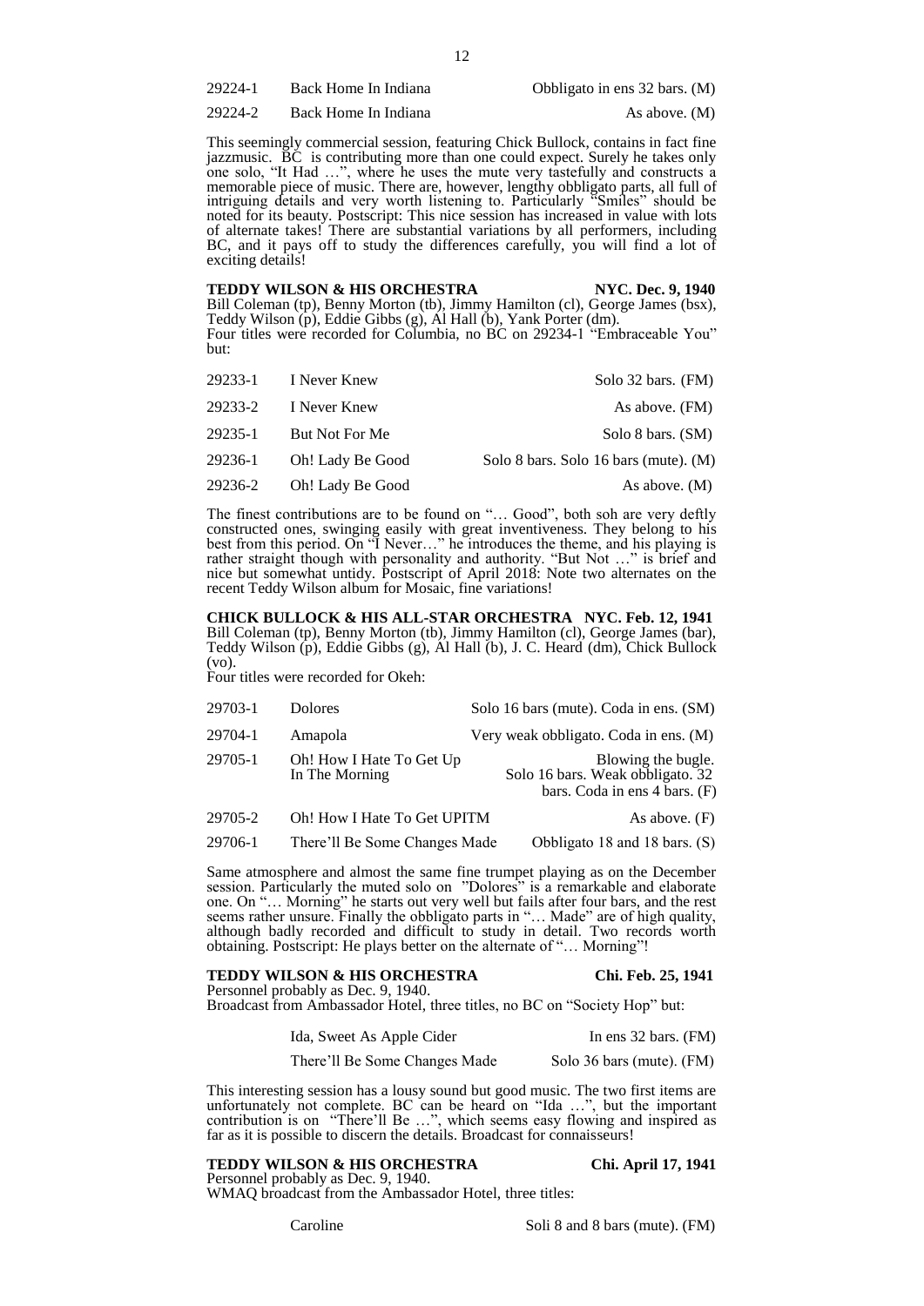| | | |
|---|---|---|
| 29224-1 | Back Home In Indiana | Obbligato in ens 32 bars. (M) |
| 29224-2 | Back Home In Indiana | As above. (M) |

This seemingly commercial session, featuring Chick Bullock, contains in fact fine jazzmusic. BC is contributing more than one could expect. Surely he takes only one solo, "It Had …", where he uses the mute very tastefully and constructs a memorable piece of music. There are, however, lengthy obbligato parts, all full of intriguing details and very worth listening to. Particularly "Smiles" should be noted for its beauty. Postscript: This nice session has increased in value with lots of alternate takes! There are substantial variations by all performers, including BC, and it pays off to study the differences carefully, you will find a lot of exciting details!

**TEDDY WILSON & HIS ORCHESTRA NYC. Dec. 9, 1940**
Bill Coleman (tp), Benny Morton (tb), Jimmy Hamilton (cl), George James (bsx), Teddy Wilson (p), Eddie Gibbs (g), Al Hall (b), Yank Porter (dm).
Four titles were recorded for Columbia, no BC on 29234-1 "Embraceable You" but:

| | | |
|---|---|---|
| 29233-1 | I Never Knew | Solo 32 bars. (FM) |
| 29233-2 | I Never Knew | As above. (FM) |
| 29235-1 | But Not For Me | Solo 8 bars. (SM) |
| 29236-1 | Oh! Lady Be Good | Solo 8 bars. Solo 16 bars (mute). (M) |
| 29236-2 | Oh! Lady Be Good | As above. (M) |

The finest contributions are to be found on "… Good", both soh are very deftly constructed ones, swinging easily with great inventiveness. They belong to his best from this period. On "I Never…" he introduces the theme, and his playing is rather straight though with personality and authority. "But Not …" is brief and nice but somewhat untidy. Postscript of April 2018: Note two alternates on the recent Teddy Wilson album for Mosaic, fine variations!

**CHICK BULLOCK & HIS ALL-STAR ORCHESTRA NYC. Feb. 12, 1941**
Bill Coleman (tp), Benny Morton (tb), Jimmy Hamilton (cl), George James (bar), Teddy Wilson (p), Eddie Gibbs (g), Al Hall (b), J. C. Heard (dm), Chick Bullock (vo).
Four titles were recorded for Okeh:

| | | |
|---|---|---|
| 29703-1 | Dolores | Solo 16 bars (mute). Coda in ens. (SM) |
| 29704-1 | Amapola | Very weak obbligato. Coda in ens. (M) |
| 29705-1 | Oh! How I Hate To Get Up In The Morning | Blowing the bugle. Solo 16 bars. Weak obbligato. 32 bars. Coda in ens 4 bars. (F) |
| 29705-2 | Oh! How I Hate To Get UPITM | As above. (F) |
| 29706-1 | There'll Be Some Changes Made | Obbligato 18 and 18 bars. (S) |

Same atmosphere and almost the same fine trumpet playing as on the December session. Particularly the muted solo on "Dolores" is a remarkable and elaborate one. On "… Morning" he starts out very well but fails after four bars, and the rest seems rather unsure. Finally the obbligato parts in "… Made" are of high quality, although badly recorded and difficult to study in detail. Two records worth obtaining. Postscript: He plays better on the alternate of "… Morning"!

**TEDDY WILSON & HIS ORCHESTRA Chi. Feb. 25, 1941**
Personnel probably as Dec. 9, 1940.
Broadcast from Ambassador Hotel, three titles, no BC on "Society Hop" but:

| | |
|---|---|
| Ida, Sweet As Apple Cider | In ens 32 bars. (FM) |
| There'll Be Some Changes Made | Solo 36 bars (mute). (FM) |

This interesting session has a lousy sound but good music. The two first items are unfortunately not complete. BC can be heard on "Ida …", but the important contribution is on "There'll Be …", which seems easy flowing and inspired as far as it is possible to discern the details. Broadcast for connaisseurs!

**TEDDY WILSON & HIS ORCHESTRA Chi. April 17, 1941**
Personnel probably as Dec. 9, 1940.
WMAQ broadcast from the Ambassador Hotel, three titles:

| | |
|---|---|
| Caroline | Soli 8 and 8 bars (mute). (FM) |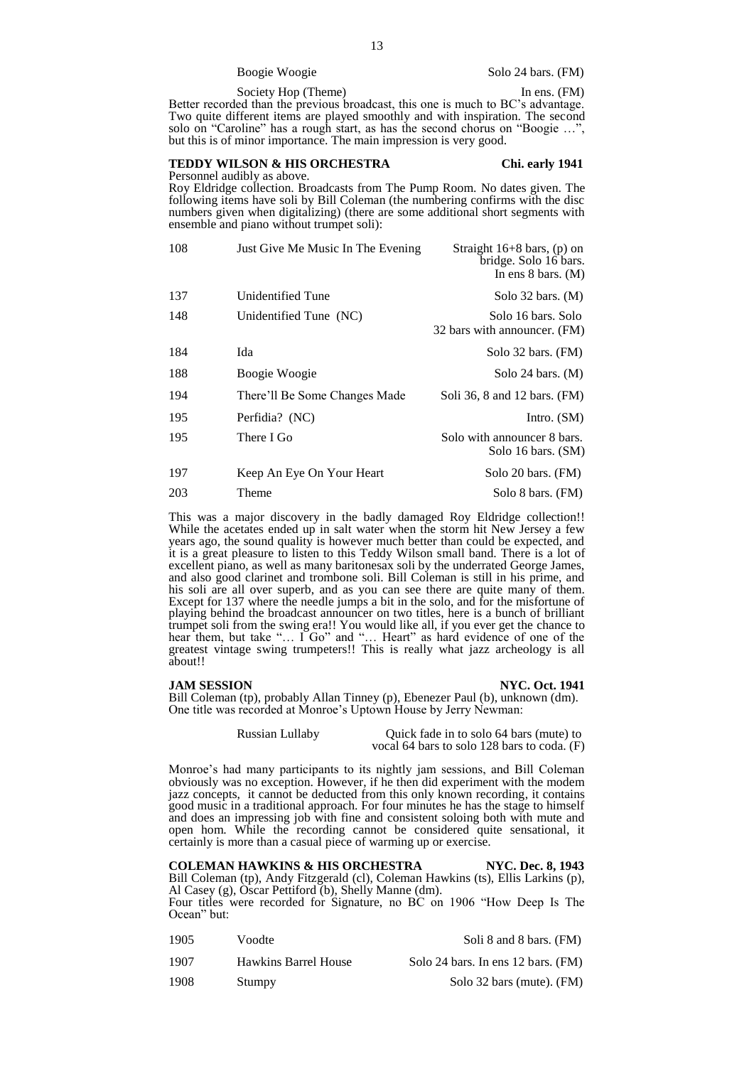| | |
|---|---|
| Boogie Woogie | Solo 24 bars. (FM) |
| Society Hop (Theme) | In ens. (FM) |

Better recorded than the previous broadcast, this one is much to BC's advantage. Two quite different items are played smoothly and with inspiration. The second solo on "Caroline" has a rough start, as has the second chorus on "Boogie …", but this is of minor importance. The main impression is very good.

**TEDDY WILSON & HIS ORCHESTRA** **Chi. early 1941**

Personnel audibly as above.

Roy Eldridge collection. Broadcasts from The Pump Room. No dates given. The following items have soli by Bill Coleman (the numbering confirms with the disc numbers given when digitalizing) (there are some additional short segments with ensemble and piano without trumpet soli):

| | | |
|---|---|---|
| 108 | Just Give Me Music In The Evening | Straight 16+8 bars, (p) on bridge. Solo 16 bars. In ens 8 bars. (M) |
| 137 | Unidentified Tune | Solo 32 bars. (M) |
| 148 | Unidentified Tune (NC) | Solo 16 bars. Solo 32 bars with announcer. (FM) |
| 184 | Ida | Solo 32 bars. (FM) |
| 188 | Boogie Woogie | Solo 24 bars. (M) |
| 194 | There'll Be Some Changes Made | Soli 36, 8 and 12 bars. (FM) |
| 195 | Perfidia? (NC) | Intro. (SM) |
| 195 | There I Go | Solo with announcer 8 bars. Solo 16 bars. (SM) |
| 197 | Keep An Eye On Your Heart | Solo 20 bars. (FM) |
| 203 | Theme | Solo 8 bars. (FM) |

This was a major discovery in the badly damaged Roy Eldridge collection!! While the acetates ended up in salt water when the storm hit New Jersey a few years ago, the sound quality is however much better than could be expected, and it is a great pleasure to listen to this Teddy Wilson small band. There is a lot of excellent piano, as well as many baritonesax soli by the underrated George James, and also good clarinet and trombone soli. Bill Coleman is still in his prime, and his soli are all over superb, and as you can see there are quite many of them. Except for 137 where the needle jumps a bit in the solo, and for the misfortune of playing behind the broadcast announcer on two titles, here is a bunch of brilliant trumpet soli from the swing era!! You would like all, if you ever get the chance to hear them, but take "… I Go" and "… Heart" as hard evidence of one of the greatest vintage swing trumpeters!! This is really what jazz archeology is all about!!

**JAM SESSION** **NYC. Oct. 1941**

Bill Coleman (tp), probably Allan Tinney (p), Ebenezer Paul (b), unknown (dm).
One title was recorded at Monroe's Uptown House by Jerry Newman:

| | |
|---|---|
| Russian Lullaby | Quick fade in to solo 64 bars (mute) to vocal 64 bars to solo 128 bars to coda. (F) |

Monroe's had many participants to its nightly jam sessions, and Bill Coleman obviously was no exception. However, if he then did experiment with the modern jazz concepts, it cannot be deducted from this only known recording, it contains good music in a traditional approach. For four minutes he has the stage to himself and does an impressing job with fine and consistent soloing both with mute and open horn. While the recording cannot be considered quite sensational, it certainly is more than a casual piece of warming up or exercise.

**COLEMAN HAWKINS & HIS ORCHESTRA** **NYC. Dec. 8, 1943**

Bill Coleman (tp), Andy Fitzgerald (cl), Coleman Hawkins (ts), Ellis Larkins (p), Al Casey (g), Oscar Pettiford (b), Shelly Manne (dm).
Four titles were recorded for Signature, no BC on 1906 "How Deep Is The Ocean" but:

| | | |
|---|---|---|
| 1905 | Voodte | Soli 8 and 8 bars. (FM) |
| 1907 | Hawkins Barrel House | Solo 24 bars. In ens 12 bars. (FM) |
| 1908 | Stumpy | Solo 32 bars (mute). (FM) |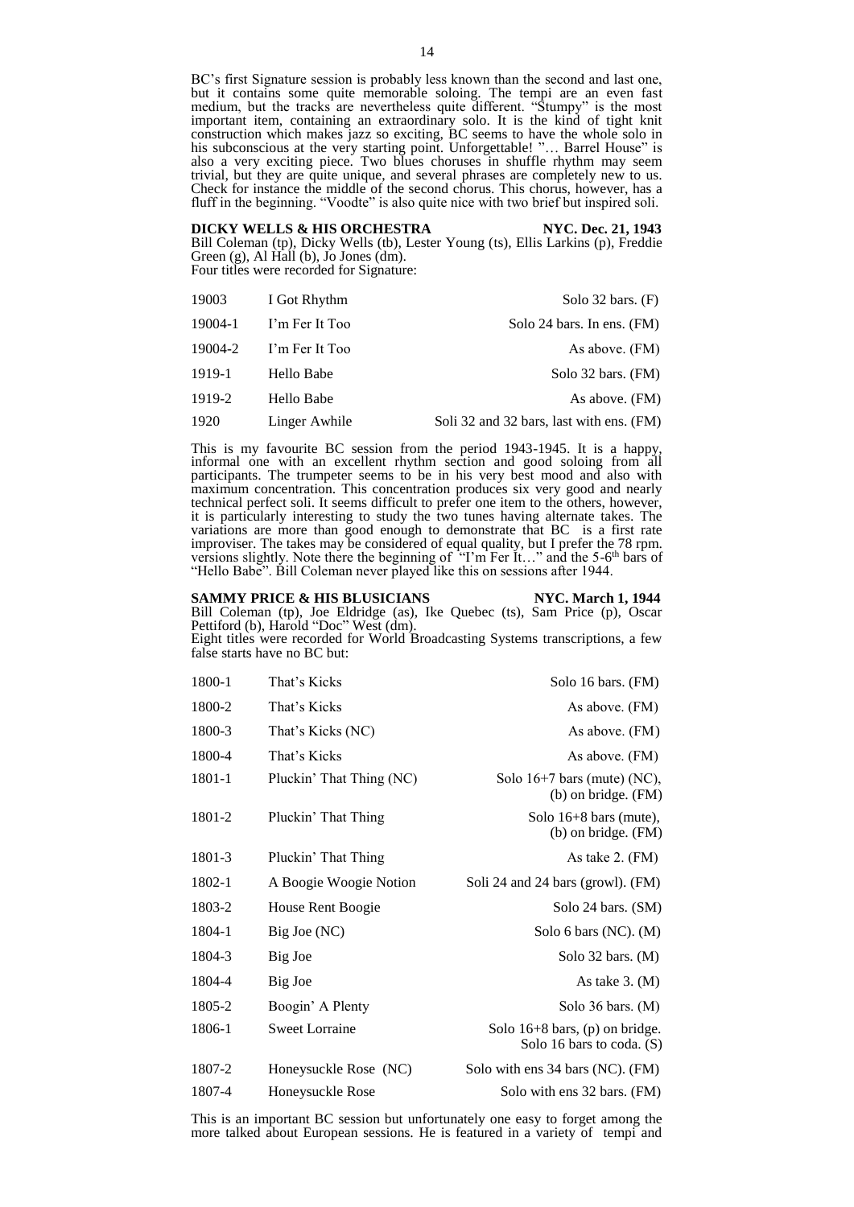BC's first Signature session is probably less known than the second and last one, but it contains some quite memorable soloing. The tempi are an even fast medium, but the tracks are nevertheless quite different. "Stumpy" is the most important item, containing an extraordinary solo. It is the kind of tight knit construction which makes jazz so exciting, BC seems to have the whole solo in his subconscious at the very starting point. Unforgettable! "… Barrel House" is also a very exciting piece. Two blues choruses in shuffle rhythm may seem trivial, but they are quite unique, and several phrases are completely new to us. Check for instance the middle of the second chorus. This chorus, however, has a fluff in the beginning. "Voodte" is also quite nice with two brief but inspired soli.

**DICKY WELLS & HIS ORCHESTRA** **NYC. Dec. 21, 1943**

Bill Coleman (tp), Dicky Wells (tb), Lester Young (ts), Ellis Larkins (p), Freddie Green (g), Al Hall (b), Jo Jones (dm).
Four titles were recorded for Signature:

| | | |
|---|---|---|
| 19003 | I Got Rhythm | Solo 32 bars. (F) |
| 19004-1 | I'm Fer It Too | Solo 24 bars. In ens. (FM) |
| 19004-2 | I'm Fer It Too | As above. (FM) |
| 1919-1 | Hello Babe | Solo 32 bars. (FM) |
| 1919-2 | Hello Babe | As above. (FM) |
| 1920 | Linger Awhile | Soli 32 and 32 bars, last with ens. (FM) |

This is my favourite BC session from the period 1943-1945. It is a happy, informal one with an excellent rhythm section and good soloing from all participants. The trumpeter seems to be in his very best mood and also with maximum concentration. This concentration produces six very good and nearly technical perfect soli. It seems difficult to prefer one item to the others, however, it is particularly interesting to study the two tunes having alternate takes. The variations are more than good enough to demonstrate that BC is a first rate improviser. The takes may be considered of equal quality, but I prefer the 78 rpm. versions slightly. Note there the beginning of "I'm Fer It…" and the 5-6th bars of "Hello Babe". Bill Coleman never played like this on sessions after 1944.

**SAMMY PRICE & HIS BLUSICIANS** **NYC. March 1, 1944**

Bill Coleman (tp), Joe Eldridge (as), Ike Quebec (ts), Sam Price (p), Oscar Pettiford (b), Harold "Doc" West (dm).
Eight titles were recorded for World Broadcasting Systems transcriptions, a few false starts have no BC but:

| | | |
|---|---|---|
| 1800-1 | That's Kicks | Solo 16 bars. (FM) |
| 1800-2 | That's Kicks | As above. (FM) |
| 1800-3 | That's Kicks (NC) | As above. (FM) |
| 1800-4 | That's Kicks | As above. (FM) |
| 1801-1 | Pluckin' That Thing (NC) | Solo 16+7 bars (mute) (NC), (b) on bridge. (FM) |
| 1801-2 | Pluckin' That Thing | Solo 16+8 bars (mute), (b) on bridge. (FM) |
| 1801-3 | Pluckin' That Thing | As take 2. (FM) |
| 1802-1 | A Boogie Woogie Notion | Soli 24 and 24 bars (growl). (FM) |
| 1803-2 | House Rent Boogie | Solo 24 bars. (SM) |
| 1804-1 | Big Joe (NC) | Solo 6 bars (NC). (M) |
| 1804-3 | Big Joe | Solo 32 bars. (M) |
| 1804-4 | Big Joe | As take 3. (M) |
| 1805-2 | Boogin' A Plenty | Solo 36 bars. (M) |
| 1806-1 | Sweet Lorraine | Solo 16+8 bars, (p) on bridge. Solo 16 bars to coda. (S) |
| 1807-2 | Honeysuckle Rose (NC) | Solo with ens 34 bars (NC). (FM) |
| 1807-4 | Honeysuckle Rose | Solo with ens 32 bars. (FM) |

This is an important BC session but unfortunately one easy to forget among the more talked about European sessions. He is featured in a variety of tempi and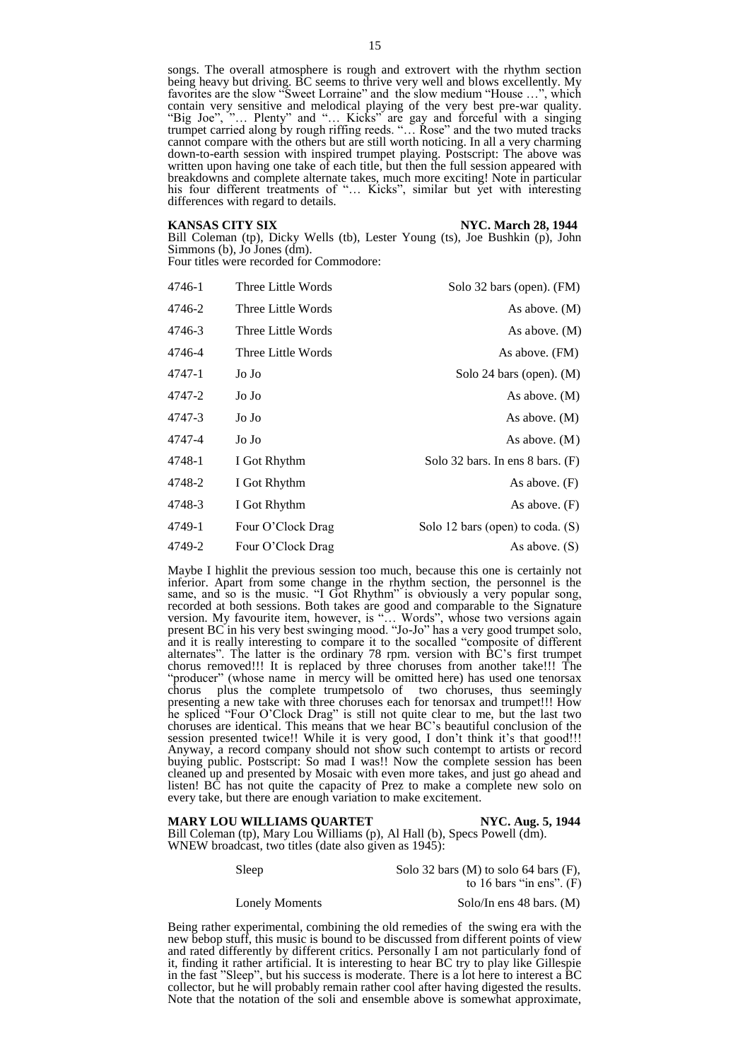songs. The overall atmosphere is rough and extrovert with the rhythm section being heavy but driving. BC seems to thrive very well and blows excellently. My favorites are the slow "Sweet Lorraine" and the slow medium "House …", which contain very sensitive and melodical playing of the very best pre-war quality. "Big Joe", "… Plenty" and "… Kicks" are gay and forceful with a singing trumpet carried along by rough riffing reeds. "… Rose" and the two muted tracks cannot compare with the others but are still worth noticing. In all a very charming down-to-earth session with inspired trumpet playing. Postscript: The above was written upon having one take of each title, but then the full session appeared with breakdowns and complete alternate takes, much more exciting! Note in particular his four different treatments of "… Kicks", similar but yet with interesting differences with regard to details.

**KANSAS CITY SIX** **NYC. March 28, 1944**

Bill Coleman (tp), Dicky Wells (tb), Lester Young (ts), Joe Bushkin (p), John Simmons (b), Jo Jones (dm).
Four titles were recorded for Commodore:

| | | |
|---|---|---|
| 4746-1 | Three Little Words | Solo 32 bars (open). (FM) |
| 4746-2 | Three Little Words | As above. (M) |
| 4746-3 | Three Little Words | As above. (M) |
| 4746-4 | Three Little Words | As above. (FM) |
| 4747-1 | Jo Jo | Solo 24 bars (open). (M) |
| 4747-2 | Jo Jo | As above. (M) |
| 4747-3 | Jo Jo | As above. (M) |
| 4747-4 | Jo Jo | As above. (M) |
| 4748-1 | I Got Rhythm | Solo 32 bars. In ens 8 bars. (F) |
| 4748-2 | I Got Rhythm | As above. (F) |
| 4748-3 | I Got Rhythm | As above. (F) |
| 4749-1 | Four O'Clock Drag | Solo 12 bars (open) to coda. (S) |
| 4749-2 | Four O'Clock Drag | As above. (S) |

Maybe I highlit the previous session too much, because this one is certainly not inferior. Apart from some change in the rhythm section, the personnel is the same, and so is the music. "I Got Rhythm" is obviously a very popular song, recorded at both sessions. Both takes are good and comparable to the Signature version. My favourite item, however, is "… Words", whose two versions again present BC in his very best swinging mood. "Jo-Jo" has a very good trumpet solo, and it is really interesting to compare it to the socalled "composite of different alternates". The latter is the ordinary 78 rpm. version with BC's first trumpet chorus removed!!! It is replaced by three choruses from another take!!! The "producer" (whose name in mercy will be omitted here) has used one tenorsax chorus plus the complete trumpetsolo of two choruses, thus seemingly presenting a new take with three choruses each for tenorsax and trumpet!!! How he spliced "Four O'Clock Drag" is still not quite clear to me, but the last two choruses are identical. This means that we hear BC's beautiful conclusion of the session presented twice!! While it is very good, I don't think it's that good!!! Anyway, a record company should not show such contempt to artists or record buying public. Postscript: So mad I was!! Now the complete session has been cleaned up and presented by Mosaic with even more takes, and just go ahead and listen! BC has not quite the capacity of Prez to make a complete new solo on every take, but there are enough variation to make excitement.

**MARY LOU WILLIAMS QUARTET** **NYC. Aug. 5, 1944**

Bill Coleman (tp), Mary Lou Williams (p), Al Hall (b), Specs Powell (dm).
WNEW broadcast, two titles (date also given as 1945):

| | |
|---|---|
| Sleep | Solo 32 bars (M) to solo 64 bars (F), to 16 bars "in ens". (F) |
| Lonely Moments | Solo/In ens 48 bars. (M) |

Being rather experimental, combining the old remedies of the swing era with the new bebop stuff, this music is bound to be discussed from different points of view and rated differently by different critics. Personally I am not particularly fond of it, finding it rather artificial. It is interesting to hear BC try to play like Gillespie in the fast "Sleep", but his success is moderate. There is a lot here to interest a BC collector, but he will probably remain rather cool after having digested the results. Note that the notation of the soli and ensemble above is somewhat approximate,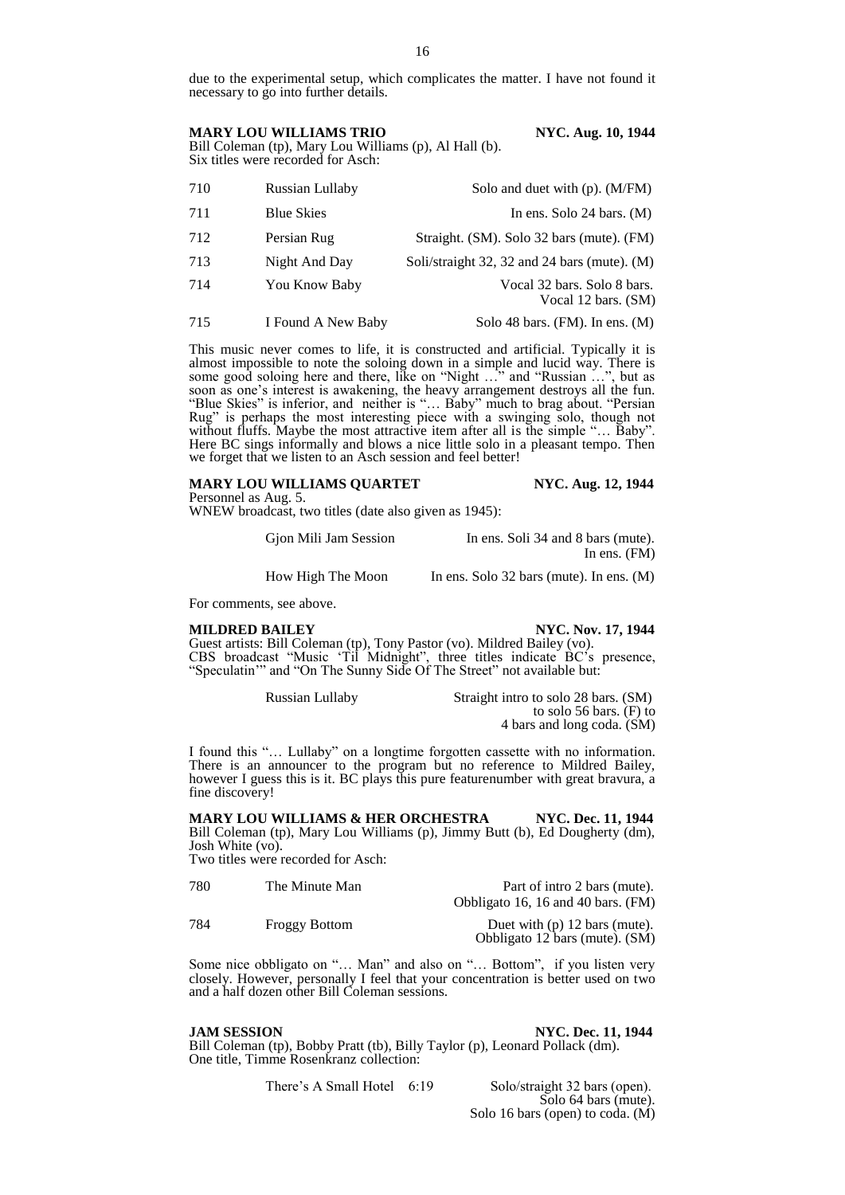due to the experimental setup, which complicates the matter. I have not found it necessary to go into further details.

**MARY LOU WILLIAMS TRIO** **NYC. Aug. 10, 1944**
Bill Coleman (tp), Mary Lou Williams (p), Al Hall (b).
Six titles were recorded for Asch:

| | | |
|---|---|---|
| 710 | Russian Lullaby | Solo and duet with (p). (M/FM) |
| 711 | Blue Skies | In ens. Solo 24 bars. (M) |
| 712 | Persian Rug | Straight. (SM). Solo 32 bars (mute). (FM) |
| 713 | Night And Day | Soli/straight 32, 32 and 24 bars (mute). (M) |
| 714 | You Know Baby | Vocal 32 bars. Solo 8 bars. Vocal 12 bars. (SM) |
| 715 | I Found A New Baby | Solo 48 bars. (FM). In ens. (M) |

This music never comes to life, it is constructed and artificial. Typically it is almost impossible to note the soloing down in a simple and lucid way. There is some good soloing here and there, like on "Night …" and "Russian …", but as soon as one's interest is awakening, the heavy arrangement destroys all the fun. "Blue Skies" is inferior, and neither is "… Baby" much to brag about. "Persian Rug" is perhaps the most interesting piece with a swinging solo, though not without fluffs. Maybe the most attractive item after all is the simple "… Baby". Here BC sings informally and blows a nice little solo in a pleasant tempo. Then we forget that we listen to an Asch session and feel better!

**MARY LOU WILLIAMS QUARTET** **NYC. Aug. 12, 1944**
Personnel as Aug. 5.
WNEW broadcast, two titles (date also given as 1945):

| | |
|---|---|
| Gjon Mili Jam Session | In ens. Soli 34 and 8 bars (mute). In ens. (FM) |
| How High The Moon | In ens. Solo 32 bars (mute). In ens. (M) |

For comments, see above.

**MILDRED BAILEY** **NYC. Nov. 17, 1944**
Guest artists: Bill Coleman (tp), Tony Pastor (vo). Mildred Bailey (vo).
CBS broadcast "Music 'Til Midnight", three titles indicate BC's presence, "Speculatin'" and "On The Sunny Side Of The Street" not available but:

| | |
|---|---|
| Russian Lullaby | Straight intro to solo 28 bars. (SM) to solo 56 bars. (F) to 4 bars and long coda. (SM) |

I found this "… Lullaby" on a longtime forgotten cassette with no information. There is an announcer to the program but no reference to Mildred Bailey, however I guess this is it. BC plays this pure featurenumber with great bravura, a fine discovery!

**MARY LOU WILLIAMS & HER ORCHESTRA** **NYC. Dec. 11, 1944**
Bill Coleman (tp), Mary Lou Williams (p), Jimmy Butt (b), Ed Dougherty (dm), Josh White (vo).
Two titles were recorded for Asch:

| | | |
|---|---|---|
| 780 | The Minute Man | Part of intro 2 bars (mute). Obbligato 16, 16 and 40 bars. (FM) |
| 784 | Froggy Bottom | Duet with (p) 12 bars (mute). Obbligato 12 bars (mute). (SM) |

Some nice obbligato on "… Man" and also on "… Bottom", if you listen very closely. However, personally I feel that your concentration is better used on two and a half dozen other Bill Coleman sessions.

**JAM SESSION** **NYC. Dec. 11, 1944**
Bill Coleman (tp), Bobby Pratt (tb), Billy Taylor (p), Leonard Pollack (dm).
One title, Timme Rosenkranz collection:

| | | |
|---|---|---|
| There's A Small Hotel | 6:19 | Solo/straight 32 bars (open). Solo 64 bars (mute). Solo 16 bars (open) to coda. (M) |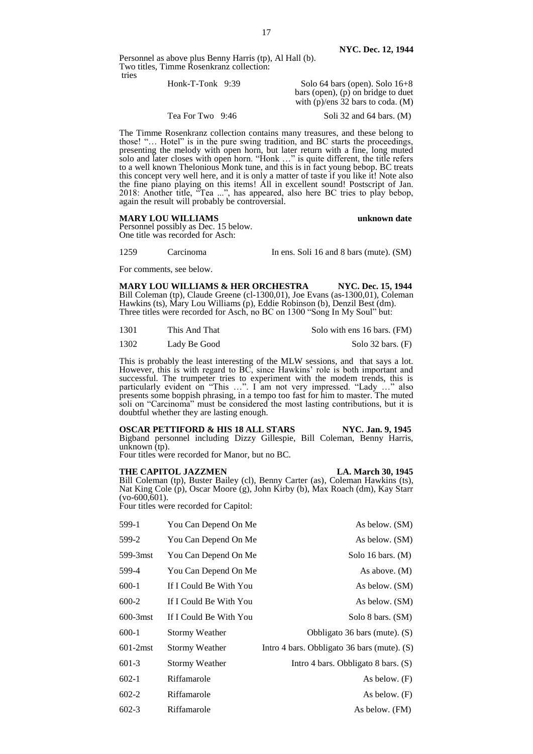**NYC. Dec. 12, 1944**

Personnel as above plus Benny Harris (tp), Al Hall (b).
Two titles, Timme Rosenkranz collection:

| | | |
|---|---|---|
| tries | Honk-T-Tonk 9:39 | Solo 64 bars (open). Solo 16+8 bars (open), (p) on bridge to duet with (p)/ens 32 bars to coda. (M) |
| | Tea For Two 9:46 | Soli 32 and 64 bars. (M) |

The Timme Rosenkranz collection contains many treasures, and these belong to those! "… Hotel" is in the pure swing tradition, and BC starts the proceedings, presenting the melody with open horn, but later return with a fine, long muted solo and later closes with open horn. "Honk …" is quite different, the title refers to a well known Thelonious Monk tune, and this is in fact young bebop. BC treats this concept very well here, and it is only a matter of taste if you like it! Note also the fine piano playing on this items! All in excellent sound! Postscript of Jan. 2018: Another title, "Tea ...", has appeared, also here BC tries to play bebop, again the result will probably be controversial.

**MARY LOU WILLIAMS** **unknown date**

Personnel possibly as Dec. 15 below.
One title was recorded for Asch:

| | | |
|---|---|---|
| 1259 | Carcinoma | In ens. Soli 16 and 8 bars (mute). (SM) |

For comments, see below.

**MARY LOU WILLIAMS & HER ORCHESTRA** **NYC. Dec. 15, 1944**

Bill Coleman (tp), Claude Greene (cl-1300,01), Joe Evans (as-1300,01), Coleman Hawkins (ts), Mary Lou Williams (p), Eddie Robinson (b), Denzil Best (dm).
Three titles were recorded for Asch, no BC on 1300 "Song In My Soul" but:

| | | |
|---|---|---|
| 1301 | This And That | Solo with ens 16 bars. (FM) |
| 1302 | Lady Be Good | Solo 32 bars. (F) |

This is probably the least interesting of the MLW sessions, and that says a lot. However, this is with regard to BC, since Hawkins' role is both important and successful. The trumpeter tries to experiment with the modem trends, this is particularly evident on "This …". I am not very impressed. "Lady …" also presents some boppish phrasing, in a tempo too fast for him to master. The muted soli on "Carcinoma" must be considered the most lasting contributions, but it is doubtful whether they are lasting enough.

**OSCAR PETTIFORD & HIS 18 ALL STARS** **NYC. Jan. 9, 1945**

Bigband personnel including Dizzy Gillespie, Bill Coleman, Benny Harris, unknown (tp).
Four titles were recorded for Manor, but no BC.

**THE CAPITOL JAZZMEN** **LA. March 30, 1945**

Bill Coleman (tp), Buster Bailey (cl), Benny Carter (as), Coleman Hawkins (ts), Nat King Cole (p), Oscar Moore (g), John Kirby (b), Max Roach (dm), Kay Starr (vo-600,601).
Four titles were recorded for Capitol:

| | | |
|---|---|---|
| 599-1 | You Can Depend On Me | As below. (SM) |
| 599-2 | You Can Depend On Me | As below. (SM) |
| 599-3mst | You Can Depend On Me | Solo 16 bars. (M) |
| 599-4 | You Can Depend On Me | As above. (M) |
| 600-1 | If I Could Be With You | As below. (SM) |
| 600-2 | If I Could Be With You | As below. (SM) |
| 600-3mst | If I Could Be With You | Solo 8 bars. (SM) |
| 600-1 | Stormy Weather | Obbligato 36 bars (mute). (S) |
| 601-2mst | Stormy Weather | Intro 4 bars. Obbligato 36 bars (mute). (S) |
| 601-3 | Stormy Weather | Intro 4 bars. Obbligato 8 bars. (S) |
| 602-1 | Riffamarole | As below. (F) |
| 602-2 | Riffamarole | As below. (F) |
| 602-3 | Riffamarole | As below. (FM) |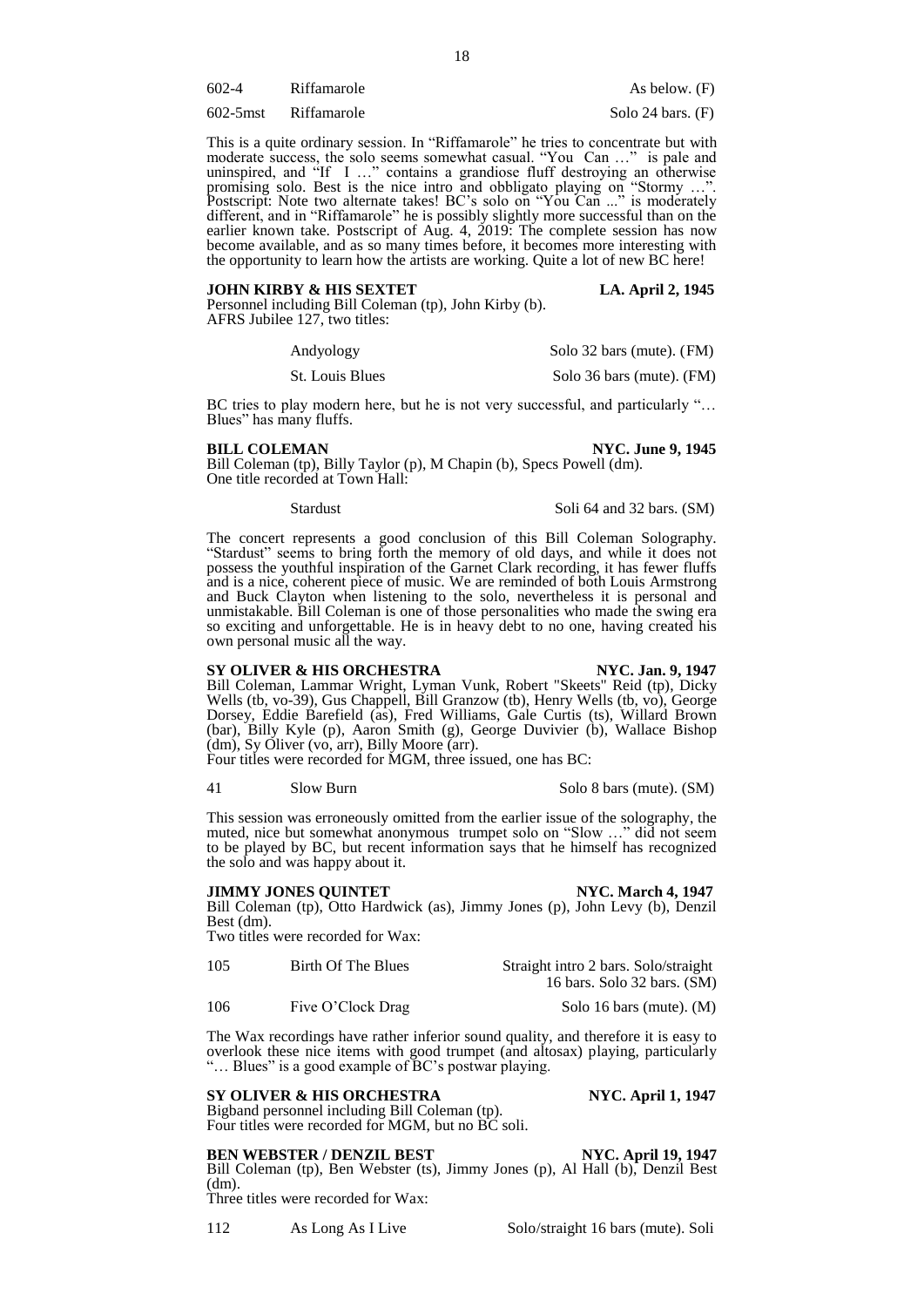| | | |
|---|---|---|
| 602-4 | Riffamarole | As below. (F) |
| 602-5mst | Riffamarole | Solo 24 bars. (F) |

This is a quite ordinary session. In "Riffamarole" he tries to concentrate but with moderate success, the solo seems somewhat casual. "You Can …" is pale and uninspired, and "If I …" contains a grandiose fluff destroying an otherwise promising solo. Best is the nice intro and obbligato playing on "Stormy …". Postscript: Note two alternate takes! BC's solo on "You Can ..." is moderately different, and in "Riffamarole" he is possibly slightly more successful than on the earlier known take. Postscript of Aug. 4, 2019: The complete session has now become available, and as so many times before, it becomes more interesting with the opportunity to learn how the artists are working. Quite a lot of new BC here!

**JOHN KIRBY & HIS SEXTET** **LA. April 2, 1945**

Personnel including Bill Coleman (tp), John Kirby (b).
AFRS Jubilee 127, two titles:

| | |
|---|---|
| Andyology | Solo 32 bars (mute). (FM) |
| St. Louis Blues | Solo 36 bars (mute). (FM) |

BC tries to play modern here, but he is not very successful, and particularly "… Blues" has many fluffs.

**BILL COLEMAN** **NYC. June 9, 1945**

Bill Coleman (tp), Billy Taylor (p), M Chapin (b), Specs Powell (dm).
One title recorded at Town Hall:

| | |
|---|---|
| Stardust | Soli 64 and 32 bars. (SM) |

The concert represents a good conclusion of this Bill Coleman Solography. "Stardust" seems to bring forth the memory of old days, and while it does not possess the youthful inspiration of the Garnet Clark recording, it has fewer fluffs and is a nice, coherent piece of music. We are reminded of both Louis Armstrong and Buck Clayton when listening to the solo, nevertheless it is personal and unmistakable. Bill Coleman is one of those personalities who made the swing era so exciting and unforgettable. He is in heavy debt to no one, having created his own personal music all the way.

**SY OLIVER & HIS ORCHESTRA** **NYC. Jan. 9, 1947**

Bill Coleman, Lammar Wright, Lyman Vunk, Robert "Skeets" Reid (tp), Dicky Wells (tb, vo-39), Gus Chappell, Bill Granzow (tb), Henry Wells (tb, vo), George Dorsey, Eddie Barefield (as), Fred Williams, Gale Curtis (ts), Willard Brown (bar), Billy Kyle (p), Aaron Smith (g), George Duvivier (b), Wallace Bishop (dm), Sy Oliver (vo, arr), Billy Moore (arr).
Four titles were recorded for MGM, three issued, one has BC:

| | | |
|---|---|---|
| 41 | Slow Burn | Solo 8 bars (mute). (SM) |

This session was erroneously omitted from the earlier issue of the solography, the muted, nice but somewhat anonymous trumpet solo on "Slow …" did not seem to be played by BC, but recent information says that he himself has recognized the solo and was happy about it.

**JIMMY JONES QUINTET** **NYC. March 4, 1947**

Bill Coleman (tp), Otto Hardwick (as), Jimmy Jones (p), John Levy (b), Denzil Best (dm).
Two titles were recorded for Wax:

| | | |
|---|---|---|
| 105 | Birth Of The Blues | Straight intro 2 bars. Solo/straight 16 bars. Solo 32 bars. (SM) |
| 106 | Five O'Clock Drag | Solo 16 bars (mute). (M) |

The Wax recordings have rather inferior sound quality, and therefore it is easy to overlook these nice items with good trumpet (and altosax) playing, particularly "… Blues" is a good example of BC's postwar playing.

**SY OLIVER & HIS ORCHESTRA** **NYC. April 1, 1947**

Bigband personnel including Bill Coleman (tp).
Four titles were recorded for MGM, but no BC soli.

**BEN WEBSTER / DENZIL BEST** **NYC. April 19, 1947**

Bill Coleman (tp), Ben Webster (ts), Jimmy Jones (p), Al Hall (b), Denzil Best (dm).
Three titles were recorded for Wax:

| | | |
|---|---|---|
| 112 | As Long As I Live | Solo/straight 16 bars (mute). Soli |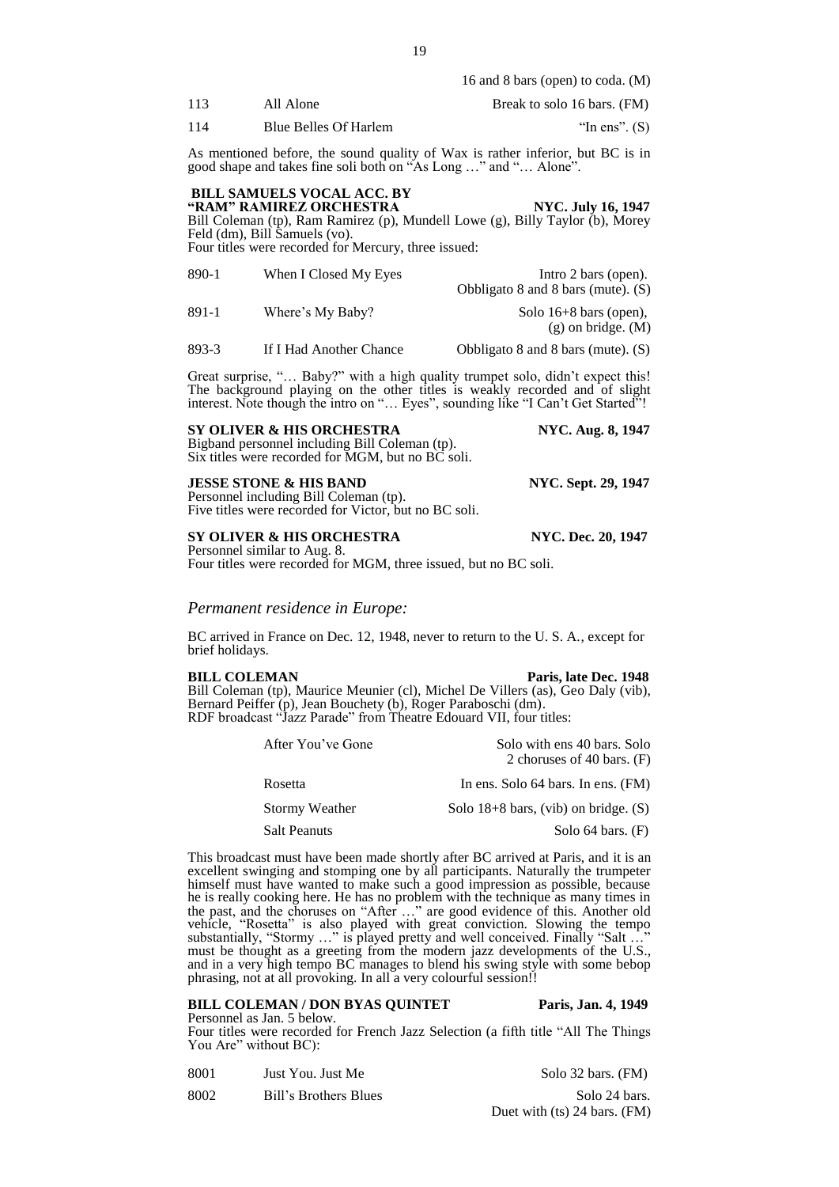16 and 8 bars (open) to coda. (M)

| | | |
|---|---|---|
| 113 | All Alone | Break to solo 16 bars. (FM) |
| 114 | Blue Belles Of Harlem | "In ens". (S) |

As mentioned before, the sound quality of Wax is rather inferior, but BC is in good shape and takes fine soli both on "As Long …" and "… Alone".

**BILL SAMUELS VOCAL ACC. BY "RAM" RAMIREZ ORCHESTRA** **NYC. July 16, 1947**

Bill Coleman (tp), Ram Ramirez (p), Mundell Lowe (g), Billy Taylor (b), Morey Feld (dm), Bill Samuels (vo).
Four titles were recorded for Mercury, three issued:

| | | |
|---|---|---|
| 890-1 | When I Closed My Eyes | Intro 2 bars (open). Obbligato 8 and 8 bars (mute). (S) |
| 891-1 | Where's My Baby? | Solo 16+8 bars (open), (g) on bridge. (M) |
| 893-3 | If I Had Another Chance | Obbligato 8 and 8 bars (mute). (S) |

Great surprise, "… Baby?" with a high quality trumpet solo, didn't expect this! The background playing on the other titles is weakly recorded and of slight interest. Note though the intro on "… Eyes", sounding like "I Can't Get Started"!

**SY OLIVER & HIS ORCHESTRA** **NYC. Aug. 8, 1947**

Bigband personnel including Bill Coleman (tp).
Six titles were recorded for MGM, but no BC soli.

**JESSE STONE & HIS BAND** **NYC. Sept. 29, 1947**

Personnel including Bill Coleman (tp).
Five titles were recorded for Victor, but no BC soli.

**SY OLIVER & HIS ORCHESTRA** **NYC. Dec. 20, 1947**

Personnel similar to Aug. 8.
Four titles were recorded for MGM, three issued, but no BC soli.

## *Permanent residence in Europe:*

BC arrived in France on Dec. 12, 1948, never to return to the U. S. A., except for brief holidays.

**BILL COLEMAN** **Paris, late Dec. 1948**

Bill Coleman (tp), Maurice Meunier (cl), Michel De Villers (as), Geo Daly (vib), Bernard Peiffer (p), Jean Bouchety (b), Roger Paraboschi (dm).
RDF broadcast "Jazz Parade" from Theatre Edouard VII, four titles:

| | |
|---|---|
| After You've Gone | Solo with ens 40 bars. Solo 2 choruses of 40 bars. (F) |
| Rosetta | In ens. Solo 64 bars. In ens. (FM) |
| Stormy Weather | Solo 18+8 bars, (vib) on bridge. (S) |
| Salt Peanuts | Solo 64 bars. (F) |

This broadcast must have been made shortly after BC arrived at Paris, and it is an excellent swinging and stomping one by all participants. Naturally the trumpeter himself must have wanted to make such a good impression as possible, because he is really cooking here. He has no problem with the technique as many times in the past, and the choruses on "After …" are good evidence of this. Another old vehicle, "Rosetta" is also played with great conviction. Slowing the tempo substantially, "Stormy …" is played pretty and well conceived. Finally "Salt …" must be thought as a greeting from the modern jazz developments of the U.S., and in a very high tempo BC manages to blend his swing style with some bebop phrasing, not at all provoking. In all a very colourful session!!

**BILL COLEMAN / DON BYAS QUINTET** **Paris, Jan. 4, 1949**

Personnel as Jan. 5 below.
Four titles were recorded for French Jazz Selection (a fifth title "All The Things You Are" without BC):

| | | |
|---|---|---|
| 8001 | Just You. Just Me | Solo 32 bars. (FM) |
| 8002 | Bill's Brothers Blues | Solo 24 bars. Duet with (ts) 24 bars. (FM) |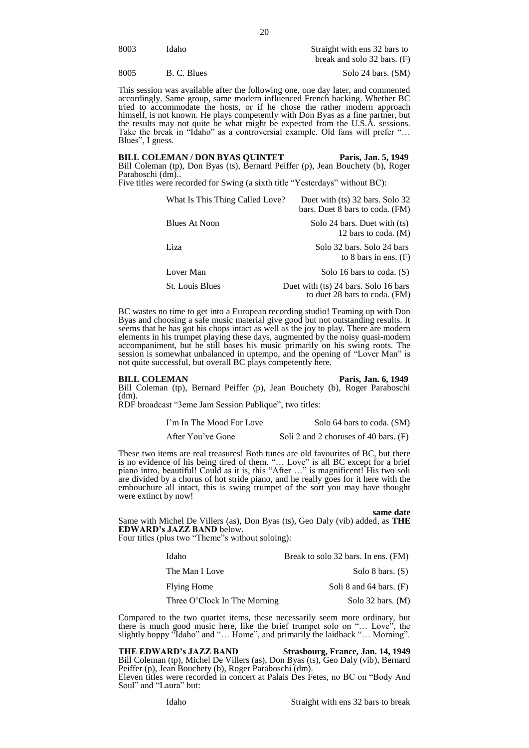| | | |
|---|---|---|
| 8003 | Idaho | Straight with ens 32 bars to break and solo 32 bars. (F) |
| 8005 | B. C. Blues | Solo 24 bars. (SM) |

This session was available after the following one, one day later, and commented accordingly. Same group, same modern influenced French backing. Whether BC tried to accommodate the hosts, or if he chose the rather modern approach himself, is not known. He plays competently with Don Byas as a fine partner, but the results may not quite be what might be expected from the U.S.A. sessions. Take the break in "Idaho" as a controversial example. Old fans will prefer "… Blues", I guess.

**BILL COLEMAN / DON BYAS QUINTET** **Paris, Jan. 5, 1949**
Bill Coleman (tp), Don Byas (ts), Bernard Peiffer (p), Jean Bouchety (b), Roger Paraboschi (dm)..
Five titles were recorded for Swing (a sixth title "Yesterdays" without BC):

| | |
|---|---|
| What Is This Thing Called Love? | Duet with (ts) 32 bars. Solo 32 bars. Duet 8 bars to coda. (FM) |
| Blues At Noon | Solo 24 bars. Duet with (ts) 12 bars to coda. (M) |
| Liza | Solo 32 bars. Solo 24 bars to 8 bars in ens. (F) |
| Lover Man | Solo 16 bars to coda. (S) |
| St. Louis Blues | Duet with (ts) 24 bars. Solo 16 bars to duet 28 bars to coda. (FM) |

BC wastes no time to get into a European recording studio! Teaming up with Don Byas and choosing a safe music material give good but not outstanding results. It seems that he has got his chops intact as well as the joy to play. There are modern elements in his trumpet playing these days, augmented by the noisy quasi-modern accompaniment, but he still bases his music primarily on his swing roots. The session is somewhat unbalanced in uptempo, and the opening of "Lover Man" is not quite successful, but overall BC plays competently here.

**BILL COLEMAN** **Paris, Jan. 6, 1949**
Bill Coleman (tp), Bernard Peiffer (p), Jean Bouchety (b), Roger Paraboschi (dm).
RDF broadcast "3eme Jam Session Publique", two titles:

| | |
|---|---|
| I'm In The Mood For Love | Solo 64 bars to coda. (SM) |
| After You've Gone | Soli 2 and 2 choruses of 40 bars. (F) |

These two items are real treasures! Both tunes are old favourites of BC, but there is no evidence of his being tired of them. "… Love" is all BC except for a brief piano intro, beautiful! Could as it is, this "After …" is magnificent! His two soli are divided by a chorus of hot stride piano, and he really goes for it here with the embouchure all intact, this is swing trumpet of the sort you may have thought were extinct by now!

**same date**
Same with Michel De Villers (as), Don Byas (ts), Geo Daly (vib) added, as **THE EDWARD's JAZZ BAND** below.
Four titles (plus two "Theme"s without soloing):

| | |
|---|---|
| Idaho | Break to solo 32 bars. In ens. (FM) |
| The Man I Love | Solo 8 bars. (S) |
| Flying Home | Soli 8 and 64 bars. (F) |
| Three O'Clock In The Morning | Solo 32 bars. (M) |

Compared to the two quartet items, these necessarily seem more ordinary, but there is much good music here, like the brief trumpet solo on "… Love", the slightly boppy "Idaho" and "… Home", and primarily the laidback "… Morning".

**THE EDWARD's JAZZ BAND** **Strasbourg, France, Jan. 14, 1949**
Bill Coleman (tp), Michel De Villers (as), Don Byas (ts), Geo Daly (vib), Bernard Peiffer (p), Jean Bouchety (b), Roger Paraboschi (dm).
Eleven titles were recorded in concert at Palais Des Fetes, no BC on "Body And Soul" and "Laura" but:

| | |
|---|---|
| Idaho | Straight with ens 32 bars to break |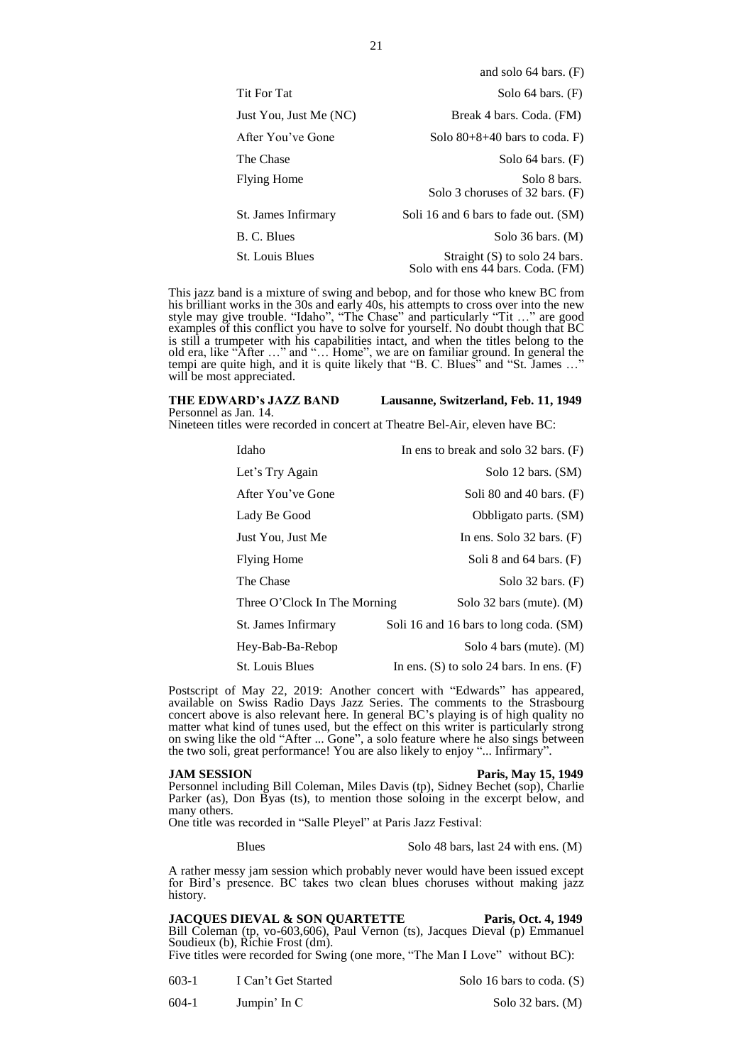| | |
|---|---|
| | and solo 64 bars. (F) |
| Tit For Tat | Solo 64 bars. (F) |
| Just You, Just Me (NC) | Break 4 bars. Coda. (FM) |
| After You've Gone | Solo 80+8+40 bars to coda. F) |
| The Chase | Solo 64 bars. (F) |
| Flying Home | Solo 8 bars. Solo 3 choruses of 32 bars. (F) |
| St. James Infirmary | Soli 16 and 6 bars to fade out. (SM) |
| B. C. Blues | Solo 36 bars. (M) |
| St. Louis Blues | Straight (S) to solo 24 bars. Solo with ens 44 bars. Coda. (FM) |

This jazz band is a mixture of swing and bebop, and for those who knew BC from his brilliant works in the 30s and early 40s, his attempts to cross over into the new style may give trouble. "Idaho", "The Chase" and particularly "Tit …" are good examples of this conflict you have to solve for yourself. No doubt though that BC is still a trumpeter with his capabilities intact, and when the titles belong to the old era, like "After …" and "… Home", we are on familiar ground. In general the tempi are quite high, and it is quite likely that "B. C. Blues" and "St. James …" will be most appreciated.

**THE EDWARD's JAZZ BAND** **Lausanne, Switzerland, Feb. 11, 1949**
Personnel as Jan. 14.
Nineteen titles were recorded in concert at Theatre Bel-Air, eleven have BC:

| | |
|---|---|
| Idaho | In ens to break and solo 32 bars. (F) |
| Let's Try Again | Solo 12 bars. (SM) |
| After You've Gone | Soli 80 and 40 bars. (F) |
| Lady Be Good | Obbligato parts. (SM) |
| Just You, Just Me | In ens. Solo 32 bars. (F) |
| Flying Home | Soli 8 and 64 bars. (F) |
| The Chase | Solo 32 bars. (F) |
| Three O'Clock In The Morning | Solo 32 bars (mute). (M) |
| St. James Infirmary | Soli 16 and 16 bars to long coda. (SM) |
| Hey-Bab-Ba-Rebop | Solo 4 bars (mute). (M) |
| St. Louis Blues | In ens. (S) to solo 24 bars. In ens. (F) |

Postscript of May 22, 2019: Another concert with "Edwards" has appeared, available on Swiss Radio Days Jazz Series. The comments to the Strasbourg concert above is also relevant here. In general BC's playing is of high quality no matter what kind of tunes used, but the effect on this writer is particularly strong on swing like the old "After ... Gone", a solo feature where he also sings between the two soli, great performance! You are also likely to enjoy "... Infirmary".

**JAM SESSION** **Paris, May 15, 1949**
Personnel including Bill Coleman, Miles Davis (tp), Sidney Bechet (sop), Charlie Parker (as), Don Byas (ts), to mention those soloing in the excerpt below, and many others.
One title was recorded in "Salle Pleyel" at Paris Jazz Festival:

| | |
|---|---|
| Blues | Solo 48 bars, last 24 with ens. (M) |

A rather messy jam session which probably never would have been issued except for Bird's presence. BC takes two clean blues choruses without making jazz history.

**JACQUES DIEVAL & SON QUARTETTE** **Paris, Oct. 4, 1949**
Bill Coleman (tp, vo-603,606), Paul Vernon (ts), Jacques Dieval (p) Emmanuel Soudieux (b), Richie Frost (dm).
Five titles were recorded for Swing (one more, "The Man I Love" without BC):

| | | |
|---|---|---|
| 603-1 | I Can't Get Started | Solo 16 bars to coda. (S) |
| 604-1 | Jumpin' In C | Solo 32 bars. (M) |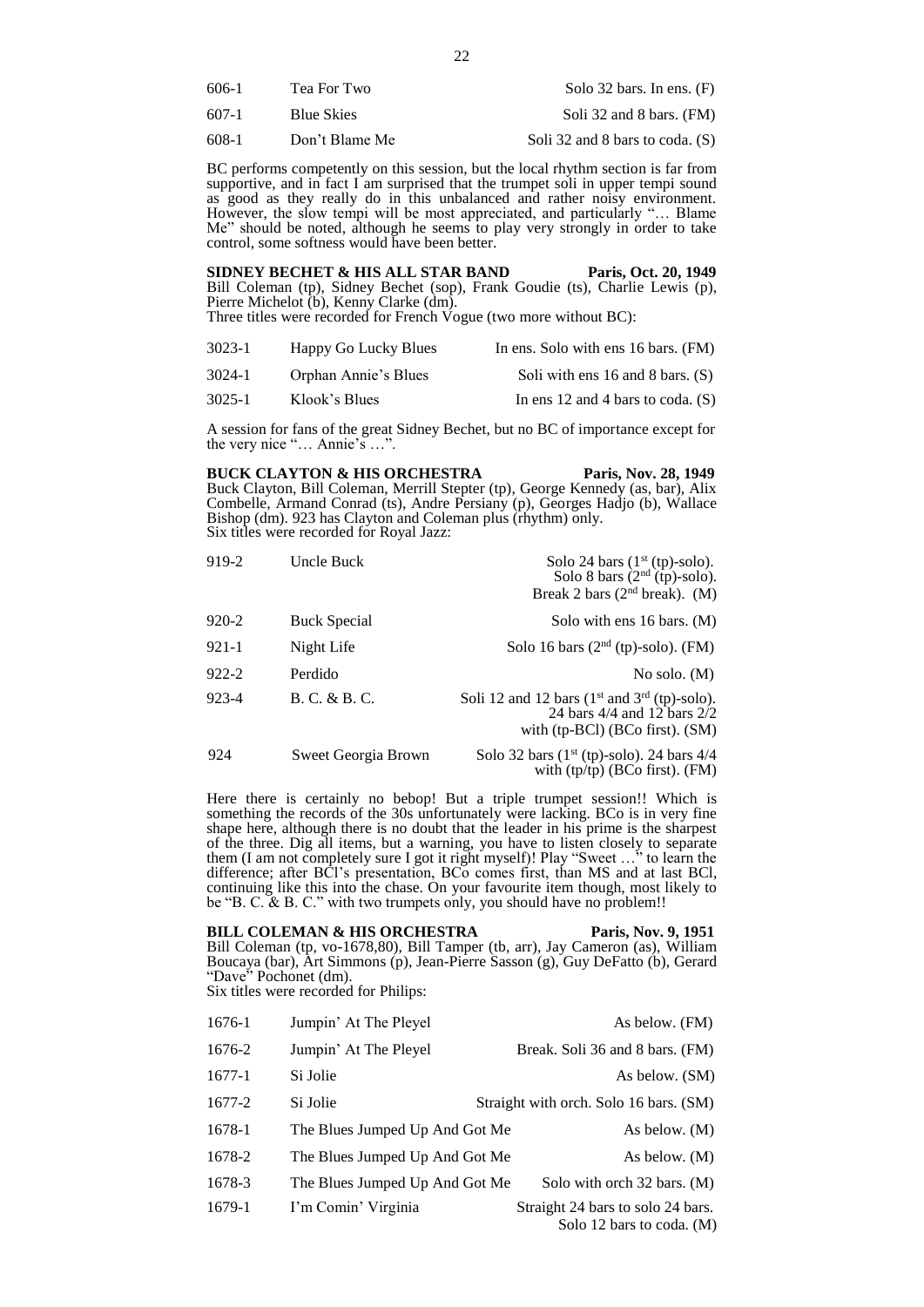| | | |
|---|---|---|
| 606-1 | Tea For Two | Solo 32 bars. In ens. (F) |
| 607-1 | Blue Skies | Soli 32 and 8 bars. (FM) |
| 608-1 | Don't Blame Me | Soli 32 and 8 bars to coda. (S) |

BC performs competently on this session, but the local rhythm section is far from supportive, and in fact I am surprised that the trumpet soli in upper tempi sound as good as they really do in this unbalanced and rather noisy environment. However, the slow tempi will be most appreciated, and particularly "… Blame Me" should be noted, although he seems to play very strongly in order to take control, some softness would have been better.

**SIDNEY BECHET & HIS ALL STAR BAND** **Paris, Oct. 20, 1949**
Bill Coleman (tp), Sidney Bechet (sop), Frank Goudie (ts), Charlie Lewis (p), Pierre Michelot (b), Kenny Clarke (dm).
Three titles were recorded for French Vogue (two more without BC):

| | | |
|---|---|---|
| 3023-1 | Happy Go Lucky Blues | In ens. Solo with ens 16 bars. (FM) |
| 3024-1 | Orphan Annie's Blues | Soli with ens 16 and 8 bars. (S) |
| 3025-1 | Klook's Blues | In ens 12 and 4 bars to coda. (S) |

A session for fans of the great Sidney Bechet, but no BC of importance except for the very nice "… Annie's …".

**BUCK CLAYTON & HIS ORCHESTRA** **Paris, Nov. 28, 1949**
Buck Clayton, Bill Coleman, Merrill Stepter (tp), George Kennedy (as, bar), Alix Combelle, Armand Conrad (ts), Andre Persiany (p), Georges Hadjo (b), Wallace Bishop (dm). 923 has Clayton and Coleman plus (rhythm) only.
Six titles were recorded for Royal Jazz:

| | | |
|---|---|---|
| 919-2 | Uncle Buck | Solo 24 bars (1st (tp)-solo). Solo 8 bars (2nd (tp)-solo). Break 2 bars (2nd break). (M) |
| 920-2 | Buck Special | Solo with ens 16 bars. (M) |
| 921-1 | Night Life | Solo 16 bars (2nd (tp)-solo). (FM) |
| 922-2 | Perdido | No solo. (M) |
| 923-4 | B. C. & B. C. | Soli 12 and 12 bars (1st and 3rd (tp)-solo). 24 bars 4/4 and 12 bars 2/2 with (tp-BCl) (BCo first). (SM) |
| 924 | Sweet Georgia Brown | Solo 32 bars (1st (tp)-solo). 24 bars 4/4 with (tp/tp) (BCo first). (FM) |

Here there is certainly no bebop! But a triple trumpet session!! Which is something the records of the 30s unfortunately were lacking. BCo is in very fine shape here, although there is no doubt that the leader in his prime is the sharpest of the three. Dig all items, but a warning, you have to listen closely to separate them (I am not completely sure I got it right myself)! Play "Sweet …" to learn the difference; after BCl's presentation, BCo comes first, than MS and at last BCl, continuing like this into the chase. On your favourite item though, most likely to be "B. C. & B. C." with two trumpets only, you should have no problem!!

**BILL COLEMAN & HIS ORCHESTRA** **Paris, Nov. 9, 1951**
Bill Coleman (tp, vo-1678,80), Bill Tamper (tb, arr), Jay Cameron (as), William Boucaya (bar), Art Simmons (p), Jean-Pierre Sasson (g), Guy DeFatto (b), Gerard "Dave" Pochonet (dm).
Six titles were recorded for Philips:

| | | |
|---|---|---|
| 1676-1 | Jumpin' At The Pleyel | As below. (FM) |
| 1676-2 | Jumpin' At The Pleyel | Break. Soli 36 and 8 bars. (FM) |
| 1677-1 | Si Jolie | As below. (SM) |
| 1677-2 | Si Jolie | Straight with orch. Solo 16 bars. (SM) |
| 1678-1 | The Blues Jumped Up And Got Me | As below. (M) |
| 1678-2 | The Blues Jumped Up And Got Me | As below. (M) |
| 1678-3 | The Blues Jumped Up And Got Me | Solo with orch 32 bars. (M) |
| 1679-1 | I'm Comin' Virginia | Straight 24 bars to solo 24 bars. Solo 12 bars to coda. (M) |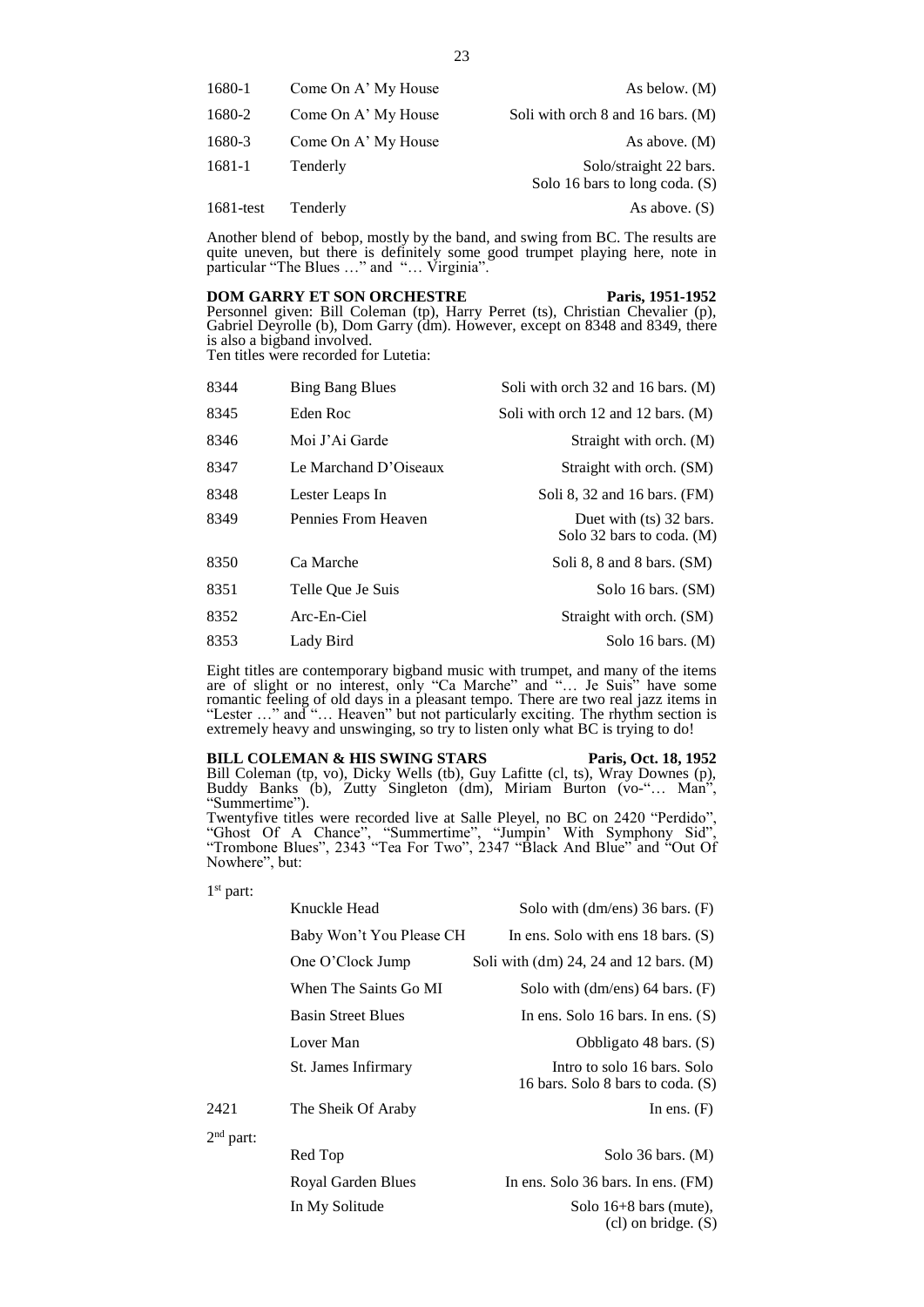| | | |
|---|---|---|
| 1680-1 | Come On A' My House | As below. (M) |
| 1680-2 | Come On A' My House | Soli with orch 8 and 16 bars. (M) |
| 1680-3 | Come On A' My House | As above. (M) |
| 1681-1 | Tenderly | Solo/straight 22 bars. Solo 16 bars to long coda. (S) |
| 1681-test | Tenderly | As above. (S) |

Another blend of bebop, mostly by the band, and swing from BC. The results are quite uneven, but there is definitely some good trumpet playing here, note in particular "The Blues …" and "… Virginia".

**DOM GARRY ET SON ORCHESTRE** **Paris, 1951-1952**

Personnel given: Bill Coleman (tp), Harry Perret (ts), Christian Chevalier (p), Gabriel Deyrolle (b), Dom Garry (dm). However, except on 8348 and 8349, there is also a bigband involved.
Ten titles were recorded for Lutetia:

| | | |
|---|---|---|
| 8344 | Bing Bang Blues | Soli with orch 32 and 16 bars. (M) |
| 8345 | Eden Roc | Soli with orch 12 and 12 bars. (M) |
| 8346 | Moi J'Ai Garde | Straight with orch. (M) |
| 8347 | Le Marchand D'Oiseaux | Straight with orch. (SM) |
| 8348 | Lester Leaps In | Soli 8, 32 and 16 bars. (FM) |
| 8349 | Pennies From Heaven | Duet with (ts) 32 bars. Solo 32 bars to coda. (M) |
| 8350 | Ca Marche | Soli 8, 8 and 8 bars. (SM) |
| 8351 | Telle Que Je Suis | Solo 16 bars. (SM) |
| 8352 | Arc-En-Ciel | Straight with orch. (SM) |
| 8353 | Lady Bird | Solo 16 bars. (M) |

Eight titles are contemporary bigband music with trumpet, and many of the items are of slight or no interest, only "Ca Marche" and "… Je Suis" have some romantic feeling of old days in a pleasant tempo. There are two real jazz items in "Lester …" and "… Heaven" but not particularly exciting. The rhythm section is extremely heavy and unswinging, so try to listen only what BC is trying to do!

**BILL COLEMAN & HIS SWING STARS** **Paris, Oct. 18, 1952**

Bill Coleman (tp, vo), Dicky Wells (tb), Guy Lafitte (cl, ts), Wray Downes (p), Buddy Banks (b), Zutty Singleton (dm), Miriam Burton (vo-"… Man", "Summertime").
Twentyfive titles were recorded live at Salle Pleyel, no BC on 2420 "Perdido", "Ghost Of A Chance", "Summertime", "Jumpin' With Symphony Sid", "Trombone Blues", 2343 "Tea For Two", 2347 "Black And Blue" and "Out Of Nowhere", but:

1st part:

| | | |
|---|---|---|
| | Knuckle Head | Solo with (dm/ens) 36 bars. (F) |
| | Baby Won't You Please CH | In ens. Solo with ens 18 bars. (S) |
| | One O'Clock Jump | Soli with (dm) 24, 24 and 12 bars. (M) |
| | When The Saints Go MI | Solo with (dm/ens) 64 bars. (F) |
| | Basin Street Blues | In ens. Solo 16 bars. In ens. (S) |
| | Lover Man | Obbligato 48 bars. (S) |
| | St. James Infirmary | Intro to solo 16 bars. Solo 16 bars. Solo 8 bars to coda. (S) |
| 2421 | The Sheik Of Araby | In ens. (F) |

2nd part:

| | | |
|---|---|---|
| | Red Top | Solo 36 bars. (M) |
| | Royal Garden Blues | In ens. Solo 36 bars. In ens. (FM) |
| | In My Solitude | Solo 16+8 bars (mute), (cl) on bridge. (S) |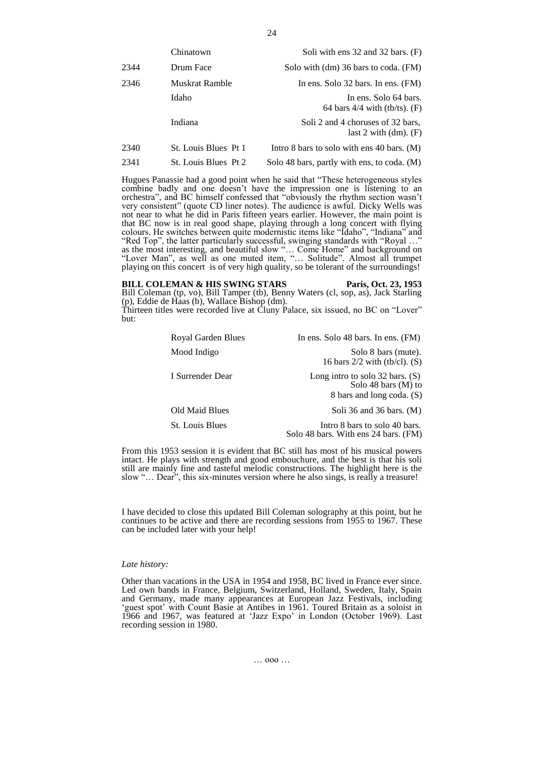| | | |
|---|---|---|
| | Chinatown | Soli with ens 32 and 32 bars. (F) |
| 2344 | Drum Face | Solo with (dm) 36 bars to coda. (FM) |
| 2346 | Muskrat Ramble | In ens. Solo 32 bars. In ens. (FM) |
| | Idaho | In ens. Solo 64 bars. 64 bars 4/4 with (tb/ts). (F) |
| | Indiana | Soli 2 and 4 choruses of 32 bars, last 2 with (dm). (F) |
| 2340 | St. Louis Blues Pt 1 | Intro 8 bars to solo with ens 40 bars. (M) |
| 2341 | St. Louis Blues Pt 2 | Solo 48 bars, partly with ens, to coda. (M) |

Hugues Panassie had a good point when he said that "These heterogeneous styles combine badly and one doesn't have the impression one is listening to an orchestra", and BC himself confessed that "obviously the rhythm section wasn't very consistent" (quote CD liner notes). The audience is awful. Dicky Wells was not near to what he did in Paris fifteen years earlier. However, the main point is that BC now is in real good shape, playing through a long concert with flying colours. He switches between quite modernistic items like "Idaho", "Indiana" and "Red Top", the latter particularly successful, swinging standards with "Royal …" as the most interesting, and beautiful slow "… Come Home" and background on "Lover Man", as well as one muted item, "… Solitude". Almost all trumpet playing on this concert is of very high quality, so be tolerant of the surroundings!

**BILL COLEMAN & HIS SWING STARS** **Paris, Oct. 23, 1953**

Bill Coleman (tp, vo), Bill Tamper (tb), Benny Waters (cl, sop, as), Jack Starling (p), Eddie de Haas (b), Wallace Bishop (dm).

Thirteen titles were recorded live at Cluny Palace, six issued, no BC on "Lover" but:

| | |
|---|---|
| Royal Garden Blues | In ens. Solo 48 bars. In ens. (FM) |
| Mood Indigo | Solo 8 bars (mute). 16 bars 2/2 with (tb/cl). (S) |
| I Surrender Dear | Long intro to solo 32 bars. (S) Solo 48 bars (M) to 8 bars and long coda. (S) |
| Old Maid Blues | Soli 36 and 36 bars. (M) |
| St. Louis Blues | Intro 8 bars to solo 40 bars. Solo 48 bars. With ens 24 bars. (FM) |

From this 1953 session it is evident that BC still has most of his musical powers intact. He plays with strength and good embouchure, and the best is that his soli still are mainly fine and tasteful melodic constructions. The highlight here is the slow "… Dear", this six-minutes version where he also sings, is really a treasure!

I have decided to close this updated Bill Coleman solography at this point, but he continues to be active and there are recording sessions from 1955 to 1967. These can be included later with your help!

*Late history:*

Other than vacations in the USA in 1954 and 1958, BC lived in France ever since. Led own bands in France, Belgium, Switzerland, Holland, Sweden, Italy, Spain and Germany, made many appearances at European Jazz Festivals, including 'guest spot' with Count Basie at Antibes in 1961. Toured Britain as a soloist in 1966 and 1967, was featured at 'Jazz Expo' in London (October 1969). Last recording session in 1980.

… ooo …